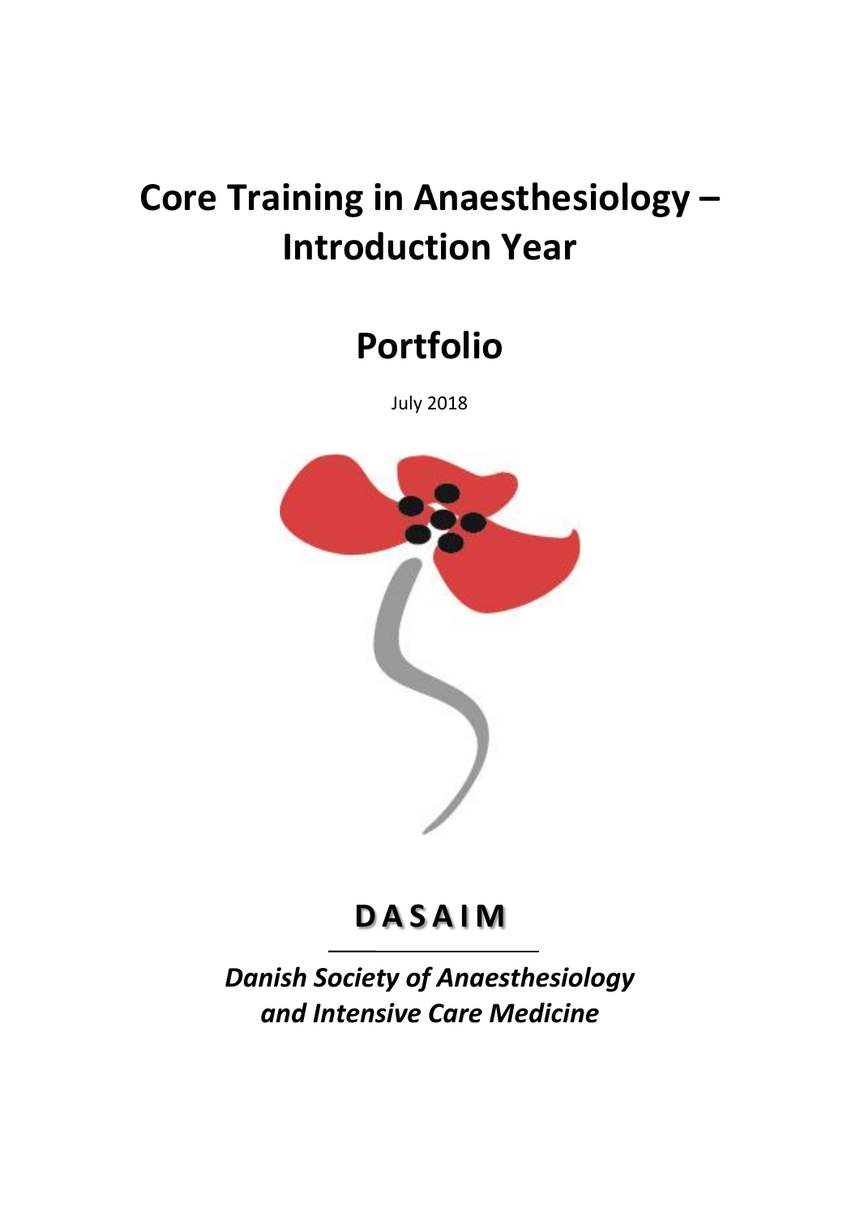# Core Training in Anaesthesiology – Introduction Year

# Portfolio

July 2018

## DASAIM

***Danish Society of Anaesthesiology and Intensive Care Medicine***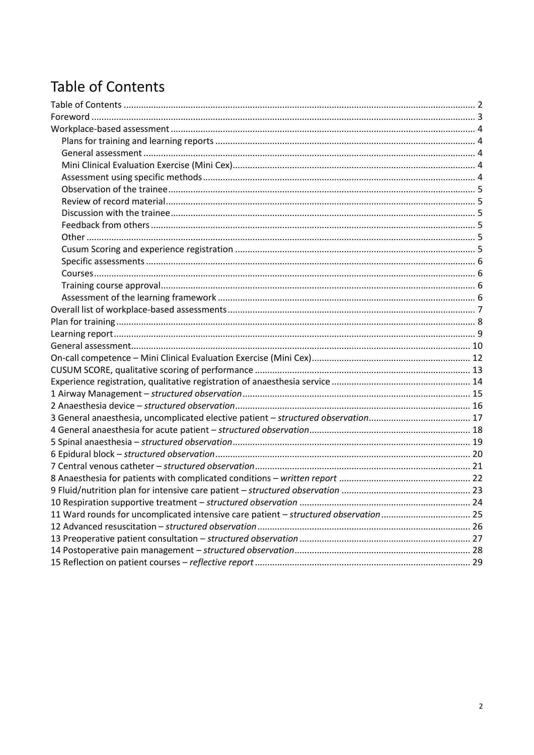# Table of Contents

- Table of Contents ... 2
- Foreword ... 3
- Workplace-based assessment ... 4
  - Plans for training and learning reports ... 4
  - General assessment ... 4
  - Mini Clinical Evaluation Exercise (Mini Cex) ... 4
  - Assessment using specific methods ... 4
  - Observation of the trainee ... 5
  - Review of record material ... 5
  - Discussion with the trainee ... 5
  - Feedback from others ... 5
  - Other ... 5
  - Cusum Scoring and experience registration ... 5
  - Specific assessments ... 6
  - Courses ... 6
  - Training course approval ... 6
  - Assessment of the learning framework ... 6
- Overall list of workplace-based assessments ... 7
- Plan for training ... 8
- Learning report ... 9
- General assessment ... 10
- On-call competence – Mini Clinical Evaluation Exercise (Mini Cex) ... 12
- CUSUM SCORE, qualitative scoring of performance ... 13
- Experience registration, qualitative registration of anaesthesia service ... 14
- 1 Airway Management – *structured observation* ... 15
- 2 Anaesthesia device – *structured observation* ... 16
- 3 General anaesthesia, uncomplicated elective patient – *structured observation* ... 17
- 4 General anaesthesia for acute patient – *structured observation* ... 18
- 5 Spinal anaesthesia – *structured observation* ... 19
- 6 Epidural block – *structured observation* ... 20
- 7 Central venous catheter – *structured observation* ... 21
- 8 Anaesthesia for patients with complicated conditions – *written report* ... 22
- 9 Fluid/nutrition plan for intensive care patient – *structured observation* ... 23
- 10 Respiration supportive treatment – *structured observation* ... 24
- 11 Ward rounds for uncomplicated intensive care patient – *structured observation* ... 25
- 12 Advanced resuscitation – *structured observation* ... 26
- 13 Preoperative patient consultation – *structured observation* ... 27
- 14 Postoperative pain management – *structured observation* ... 28
- 15 Reflection on patient courses – *reflective report* ... 29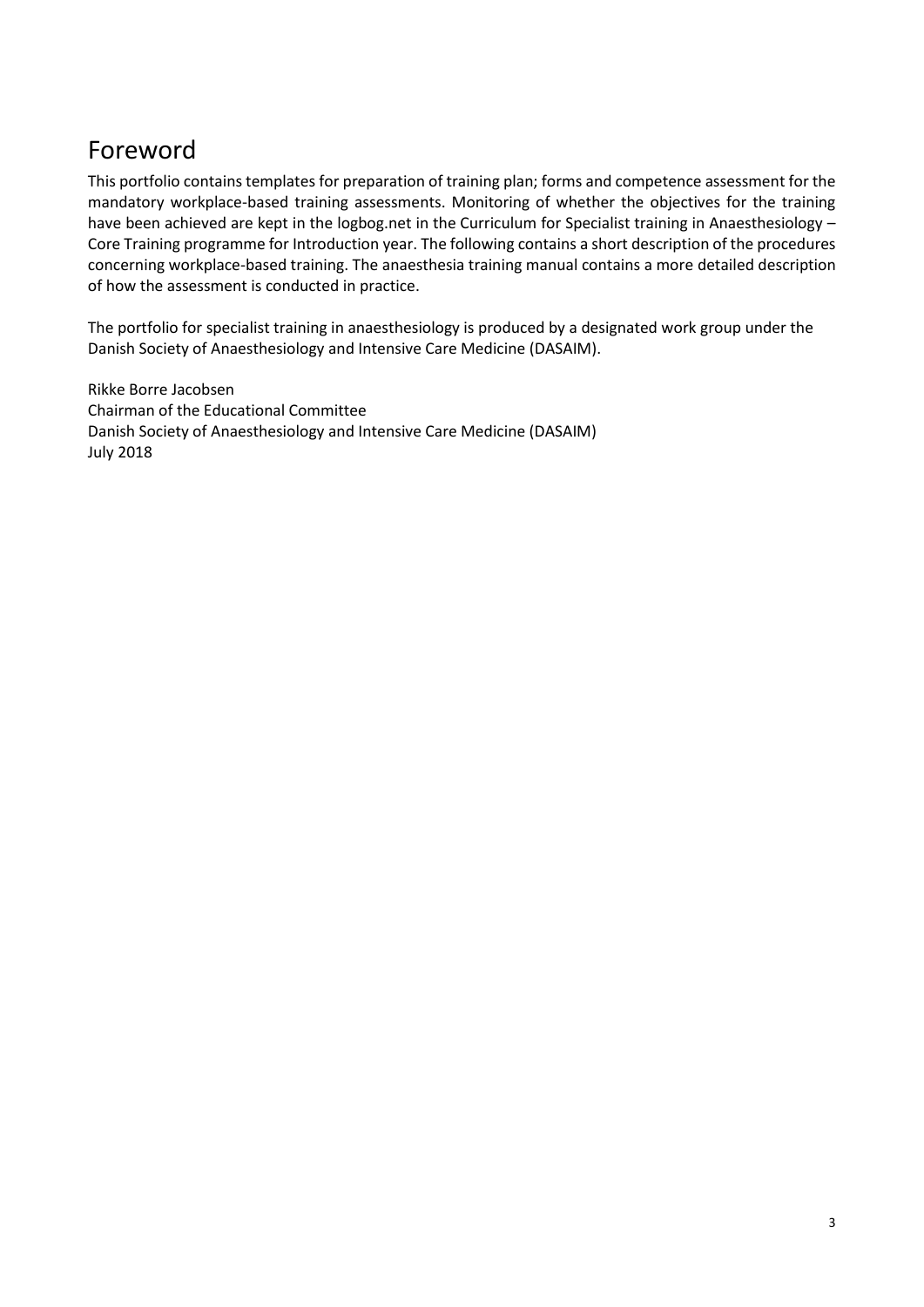# Foreword

This portfolio contains templates for preparation of training plan; forms and competence assessment for the mandatory workplace-based training assessments. Monitoring of whether the objectives for the training have been achieved are kept in the logbog.net in the Curriculum for Specialist training in Anaesthesiology – Core Training programme for Introduction year. The following contains a short description of the procedures concerning workplace-based training. The anaesthesia training manual contains a more detailed description of how the assessment is conducted in practice.

The portfolio for specialist training in anaesthesiology is produced by a designated work group under the Danish Society of Anaesthesiology and Intensive Care Medicine (DASAIM).

Rikke Borre Jacobsen  
Chairman of the Educational Committee  
Danish Society of Anaesthesiology and Intensive Care Medicine (DASAIM)  
July 2018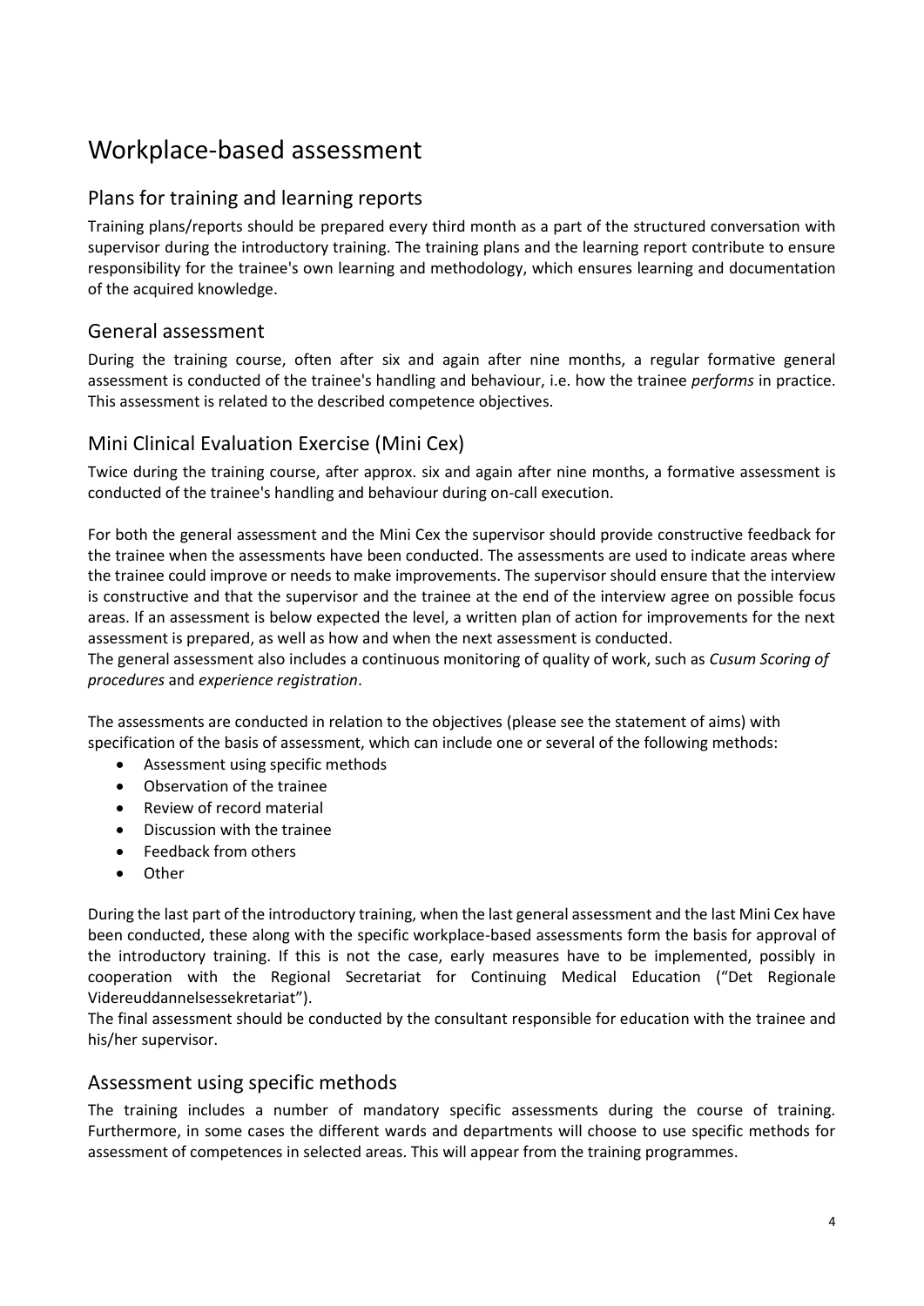# Workplace-based assessment

## Plans for training and learning reports

Training plans/reports should be prepared every third month as a part of the structured conversation with supervisor during the introductory training. The training plans and the learning report contribute to ensure responsibility for the trainee's own learning and methodology, which ensures learning and documentation of the acquired knowledge.

## General assessment

During the training course, often after six and again after nine months, a regular formative general assessment is conducted of the trainee's handling and behaviour, i.e. how the trainee *performs* in practice. This assessment is related to the described competence objectives.

## Mini Clinical Evaluation Exercise (Mini Cex)

Twice during the training course, after approx. six and again after nine months, a formative assessment is conducted of the trainee's handling and behaviour during on-call execution.

For both the general assessment and the Mini Cex the supervisor should provide constructive feedback for the trainee when the assessments have been conducted. The assessments are used to indicate areas where the trainee could improve or needs to make improvements. The supervisor should ensure that the interview is constructive and that the supervisor and the trainee at the end of the interview agree on possible focus areas. If an assessment is below expected the level, a written plan of action for improvements for the next assessment is prepared, as well as how and when the next assessment is conducted.
The general assessment also includes a continuous monitoring of quality of work, such as *Cusum Scoring of procedures* and *experience registration*.

The assessments are conducted in relation to the objectives (please see the statement of aims) with specification of the basis of assessment, which can include one or several of the following methods:

- Assessment using specific methods
- Observation of the trainee
- Review of record material
- Discussion with the trainee
- Feedback from others
- Other

During the last part of the introductory training, when the last general assessment and the last Mini Cex have been conducted, these along with the specific workplace-based assessments form the basis for approval of the introductory training. If this is not the case, early measures have to be implemented, possibly in cooperation with the Regional Secretariat for Continuing Medical Education ("Det Regionale Videreuddannelsessekretariat").
The final assessment should be conducted by the consultant responsible for education with the trainee and his/her supervisor.

## Assessment using specific methods

The training includes a number of mandatory specific assessments during the course of training. Furthermore, in some cases the different wards and departments will choose to use specific methods for assessment of competences in selected areas. This will appear from the training programmes.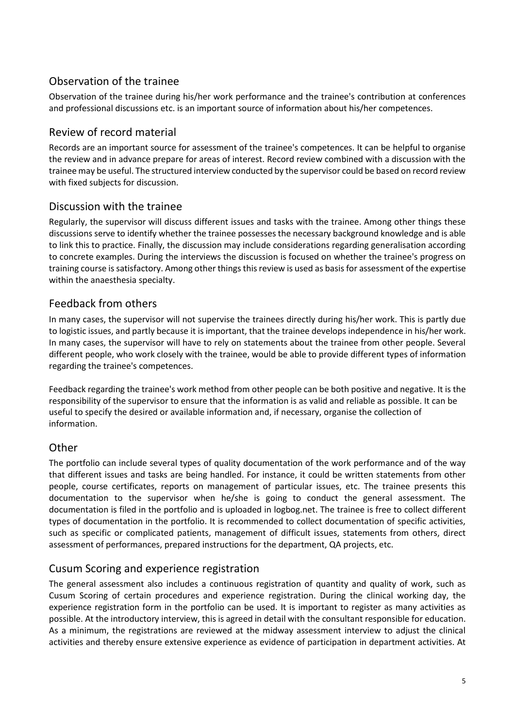## Observation of the trainee

Observation of the trainee during his/her work performance and the trainee's contribution at conferences and professional discussions etc. is an important source of information about his/her competences.

## Review of record material

Records are an important source for assessment of the trainee's competences. It can be helpful to organise the review and in advance prepare for areas of interest. Record review combined with a discussion with the trainee may be useful. The structured interview conducted by the supervisor could be based on record review with fixed subjects for discussion.

## Discussion with the trainee

Regularly, the supervisor will discuss different issues and tasks with the trainee. Among other things these discussions serve to identify whether the trainee possesses the necessary background knowledge and is able to link this to practice. Finally, the discussion may include considerations regarding generalisation according to concrete examples. During the interviews the discussion is focused on whether the trainee's progress on training course is satisfactory. Among other things this review is used as basis for assessment of the expertise within the anaesthesia specialty.

## Feedback from others

In many cases, the supervisor will not supervise the trainees directly during his/her work. This is partly due to logistic issues, and partly because it is important, that the trainee develops independence in his/her work. In many cases, the supervisor will have to rely on statements about the trainee from other people. Several different people, who work closely with the trainee, would be able to provide different types of information regarding the trainee's competences.

Feedback regarding the trainee's work method from other people can be both positive and negative. It is the responsibility of the supervisor to ensure that the information is as valid and reliable as possible. It can be useful to specify the desired or available information and, if necessary, organise the collection of information.

## Other

The portfolio can include several types of quality documentation of the work performance and of the way that different issues and tasks are being handled. For instance, it could be written statements from other people, course certificates, reports on management of particular issues, etc. The trainee presents this documentation to the supervisor when he/she is going to conduct the general assessment. The documentation is filed in the portfolio and is uploaded in logbog.net. The trainee is free to collect different types of documentation in the portfolio. It is recommended to collect documentation of specific activities, such as specific or complicated patients, management of difficult issues, statements from others, direct assessment of performances, prepared instructions for the department, QA projects, etc.

## Cusum Scoring and experience registration

The general assessment also includes a continuous registration of quantity and quality of work, such as Cusum Scoring of certain procedures and experience registration. During the clinical working day, the experience registration form in the portfolio can be used. It is important to register as many activities as possible. At the introductory interview, this is agreed in detail with the consultant responsible for education. As a minimum, the registrations are reviewed at the midway assessment interview to adjust the clinical activities and thereby ensure extensive experience as evidence of participation in department activities. At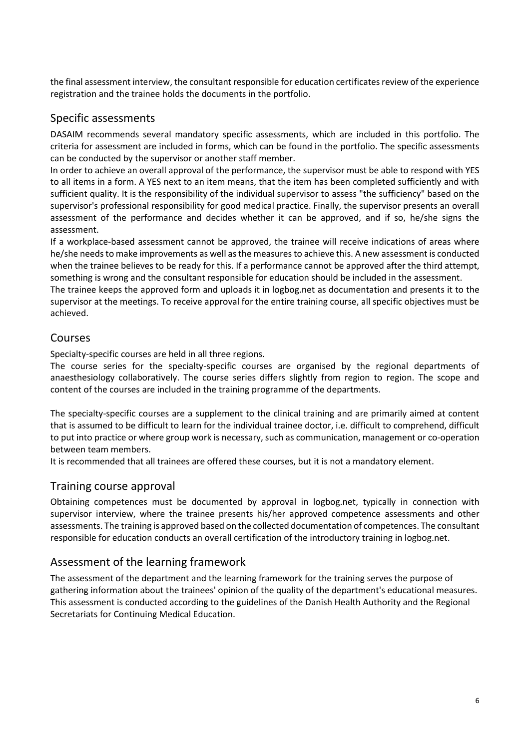the final assessment interview, the consultant responsible for education certificates review of the experience registration and the trainee holds the documents in the portfolio.

## Specific assessments

DASAIM recommends several mandatory specific assessments, which are included in this portfolio. The criteria for assessment are included in forms, which can be found in the portfolio. The specific assessments can be conducted by the supervisor or another staff member.

In order to achieve an overall approval of the performance, the supervisor must be able to respond with YES to all items in a form. A YES next to an item means, that the item has been completed sufficiently and with sufficient quality. It is the responsibility of the individual supervisor to assess "the sufficiency" based on the supervisor's professional responsibility for good medical practice. Finally, the supervisor presents an overall assessment of the performance and decides whether it can be approved, and if so, he/she signs the assessment.

If a workplace-based assessment cannot be approved, the trainee will receive indications of areas where he/she needs to make improvements as well as the measures to achieve this. A new assessment is conducted when the trainee believes to be ready for this. If a performance cannot be approved after the third attempt, something is wrong and the consultant responsible for education should be included in the assessment.

The trainee keeps the approved form and uploads it in logbog.net as documentation and presents it to the supervisor at the meetings. To receive approval for the entire training course, all specific objectives must be achieved.

## Courses

Specialty-specific courses are held in all three regions.

The course series for the specialty-specific courses are organised by the regional departments of anaesthesiology collaboratively. The course series differs slightly from region to region. The scope and content of the courses are included in the training programme of the departments.

The specialty-specific courses are a supplement to the clinical training and are primarily aimed at content that is assumed to be difficult to learn for the individual trainee doctor, i.e. difficult to comprehend, difficult to put into practice or where group work is necessary, such as communication, management or co-operation between team members.

It is recommended that all trainees are offered these courses, but it is not a mandatory element.

## Training course approval

Obtaining competences must be documented by approval in logbog.net, typically in connection with supervisor interview, where the trainee presents his/her approved competence assessments and other assessments. The training is approved based on the collected documentation of competences. The consultant responsible for education conducts an overall certification of the introductory training in logbog.net.

## Assessment of the learning framework

The assessment of the department and the learning framework for the training serves the purpose of gathering information about the trainees' opinion of the quality of the department's educational measures. This assessment is conducted according to the guidelines of the Danish Health Authority and the Regional Secretariats for Continuing Medical Education.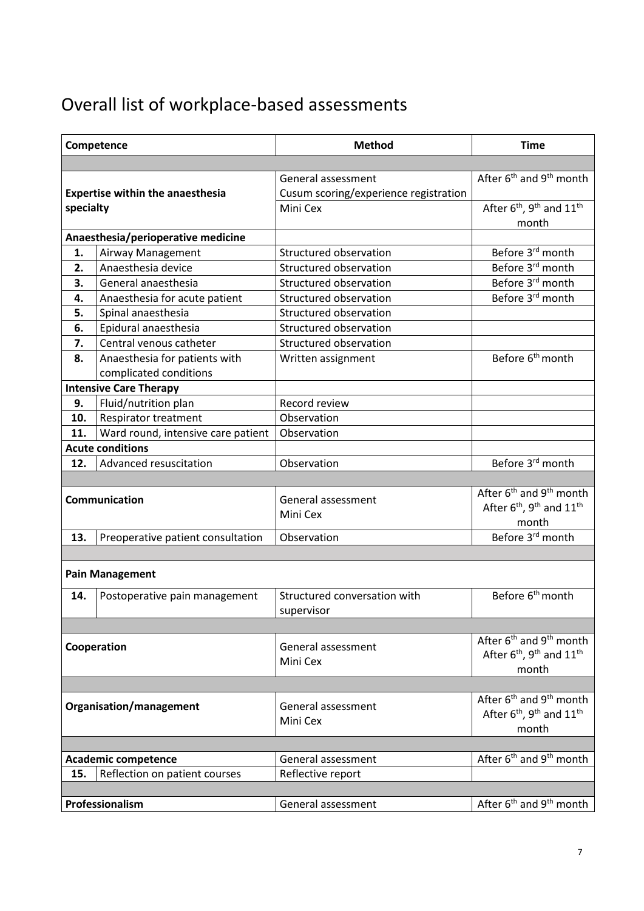# Overall list of workplace-based assessments

| Competence | | Method | Time |
|---|---|---|---|
| | | | |
| **Expertise within the anaesthesia specialty** | | General assessment<br>Cusum scoring/experience registration | After 6th and 9th month |
| | | Mini Cex | After 6th, 9th and 11th month |
| **Anaesthesia/perioperative medicine** | | | |
| **1.** | Airway Management | Structured observation | Before 3rd month |
| **2.** | Anaesthesia device | Structured observation | Before 3rd month |
| **3.** | General anaesthesia | Structured observation | Before 3rd month |
| **4.** | Anaesthesia for acute patient | Structured observation | Before 3rd month |
| **5.** | Spinal anaesthesia | Structured observation | |
| **6.** | Epidural anaesthesia | Structured observation | |
| **7.** | Central venous catheter | Structured observation | |
| **8.** | Anaesthesia for patients with complicated conditions | Written assignment | Before 6th month |
| **Intensive Care Therapy** | | | |
| **9.** | Fluid/nutrition plan | Record review | |
| **10.** | Respirator treatment | Observation | |
| **11.** | Ward round, intensive care patient | Observation | |
| **Acute conditions** | | | |
| **12.** | Advanced resuscitation | Observation | Before 3rd month |
| | | | |
| **Communication** | | General assessment<br>Mini Cex | After 6th and 9th month<br>After 6th, 9th and 11th month |
| **13.** | Preoperative patient consultation | Observation | Before 3rd month |
| | | | |
| **Pain Management** | | | |
| **14.** | Postoperative pain management | Structured conversation with supervisor | Before 6th month |
| | | | |
| **Cooperation** | | General assessment<br>Mini Cex | After 6th and 9th month<br>After 6th, 9th and 11th month |
| | | | |
| **Organisation/management** | | General assessment<br>Mini Cex | After 6th and 9th month<br>After 6th, 9th and 11th month |
| | | | |
| **Academic competence** | | General assessment | After 6th and 9th month |
| **15.** | Reflection on patient courses | Reflective report | |
| | | | |
| **Professionalism** | | General assessment | After 6th and 9th month |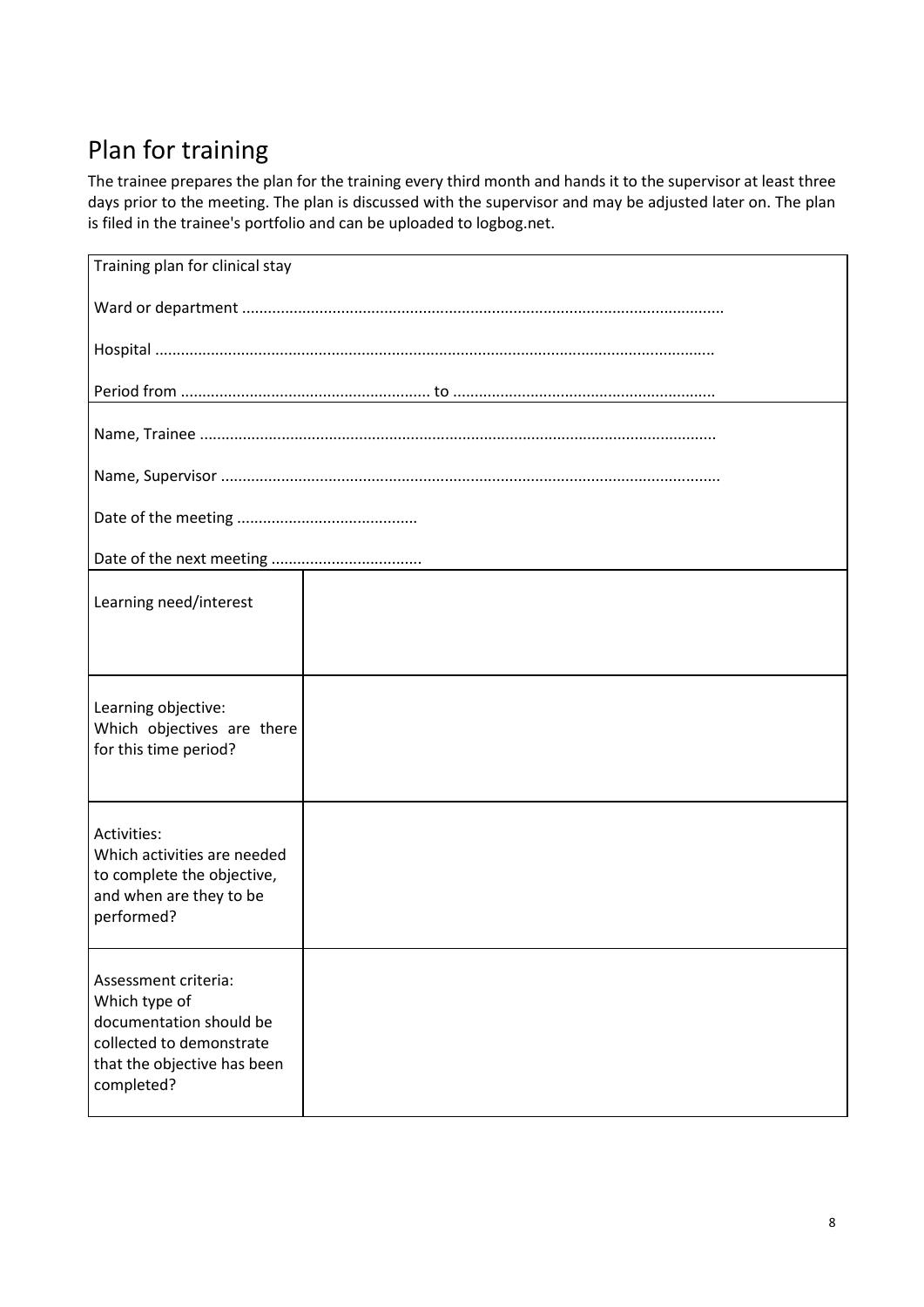# Plan for training

The trainee prepares the plan for the training every third month and hands it to the supervisor at least three days prior to the meeting. The plan is discussed with the supervisor and may be adjusted later on. The plan is filed in the trainee's portfolio and can be uploaded to logbog.net.

| Training plan for clinical stay | |
|---|---|
| Ward or department ............................................................................................................. | |
| Hospital ................................................................................................................................ | |
| Period from ......................................................... to ........................................................... | |
| Name, Trainee ..................................................................................................................... | |
| Name, Supervisor ................................................................................................................. | |
| Date of the meeting .......................................... | |
| Date of the next meeting ................................... | |
| Learning need/interest | |
| Learning objective: Which objectives are there for this time period? | |
| Activities: Which activities are needed to complete the objective, and when are they to be performed? | |
| Assessment criteria: Which type of documentation should be collected to demonstrate that the objective has been completed? | |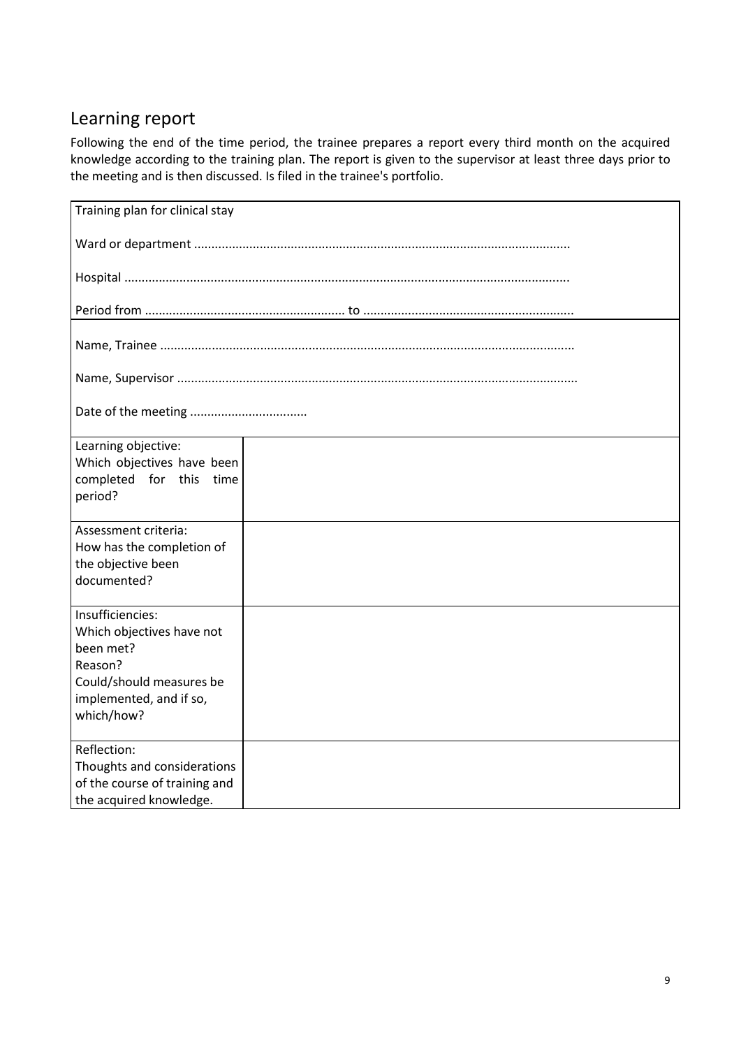## Learning report

Following the end of the time period, the trainee prepares a report every third month on the acquired knowledge according to the training plan. The report is given to the supervisor at least three days prior to the meeting and is then discussed. Is filed in the trainee's portfolio.

| Training plan for clinical stay<br><br>Ward or department ..........................................................................................................<br><br>Hospital ...............................................................................................................................<br><br>Period from ......................................................... to ............................................................ | |
|---|---|
| Name, Trainee ......................................................................................................................<br><br>Name, Supervisor ..................................................................................................................<br><br>Date of the meeting ................................. | |
| Learning objective:<br>Which objectives have been completed for this time period? | |
| Assessment criteria:<br>How has the completion of the objective been documented? | |
| Insufficiencies:<br>Which objectives have not been met?<br>Reason?<br>Could/should measures be implemented, and if so, which/how? | |
| Reflection:<br>Thoughts and considerations of the course of training and the acquired knowledge. | |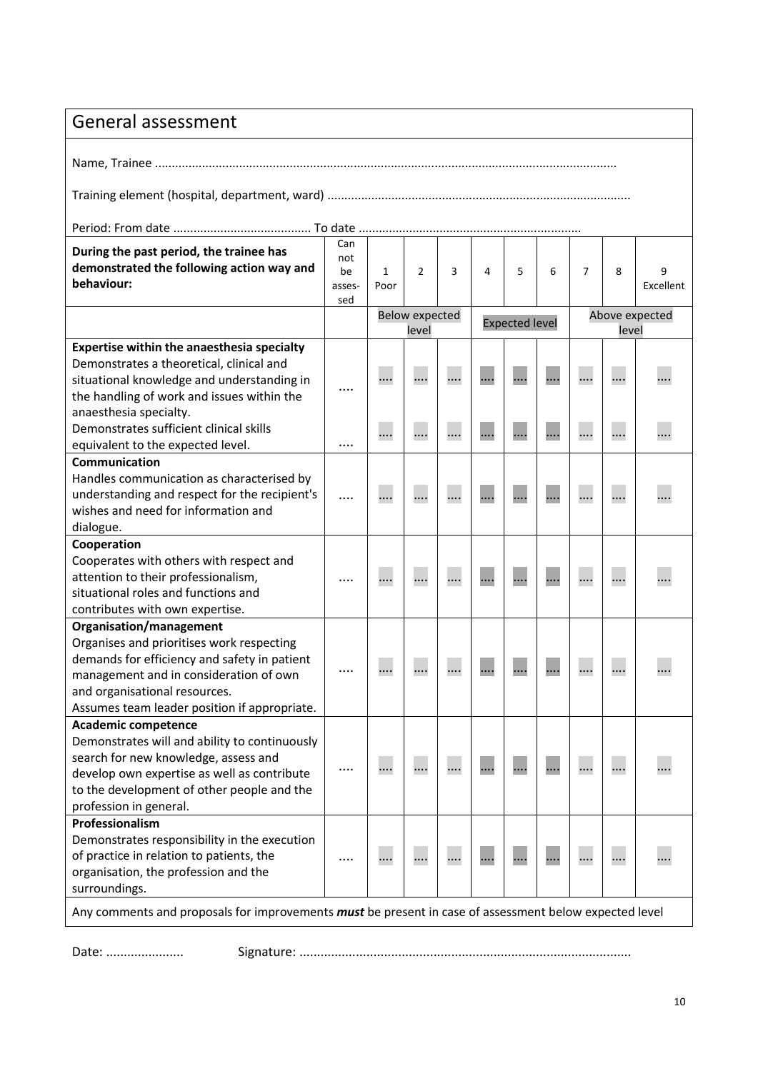## General assessment

Name, Trainee .......................................................................................................................................

Training element (hospital, department, ward) .........................................................................................

Period: From date ......................................... To date .................................................................

| During the past period, the trainee has demonstrated the following action way and behaviour: | Can not be assessed | 1 Poor | 2 | 3 | 4 | 5 | 6 | 7 | 8 | 9 Excellent |
|---|---|---|---|---|---|---|---|---|---|---|
| | | Below expected level | | | Expected level | | | Above expected level | | |
| **Expertise within the anaesthesia specialty**<br>Demonstrates a theoretical, clinical and situational knowledge and understanding in the handling of work and issues within the anaesthesia specialty. | .... | .... | .... | .... | .... | .... | .... | .... | .... | .... |
| Demonstrates sufficient clinical skills equivalent to the expected level. | .... | .... | .... | .... | .... | .... | .... | .... | .... | .... |
| **Communication**<br>Handles communication as characterised by understanding and respect for the recipient's wishes and need for information and dialogue. | .... | .... | .... | .... | .... | .... | .... | .... | .... | .... |
| **Cooperation**<br>Cooperates with others with respect and attention to their professionalism, situational roles and functions and contributes with own expertise. | .... | .... | .... | .... | .... | .... | .... | .... | .... | .... |
| **Organisation/management**<br>Organises and prioritises work respecting demands for efficiency and safety in patient management and in consideration of own and organisational resources.<br>Assumes team leader position if appropriate. | .... | .... | .... | .... | .... | .... | .... | .... | .... | .... |
| **Academic competence**<br>Demonstrates will and ability to continuously search for new knowledge, assess and develop own expertise as well as contribute to the development of other people and the profession in general. | .... | .... | .... | .... | .... | .... | .... | .... | .... | .... |
| **Professionalism**<br>Demonstrates responsibility in the execution of practice in relation to patients, the organisation, the profession and the surroundings. | .... | .... | .... | .... | .... | .... | .... | .... | .... | .... |

Any comments and proposals for improvements ***must*** be present in case of assessment below expected level

Date: ......................           Signature: .............................................................................................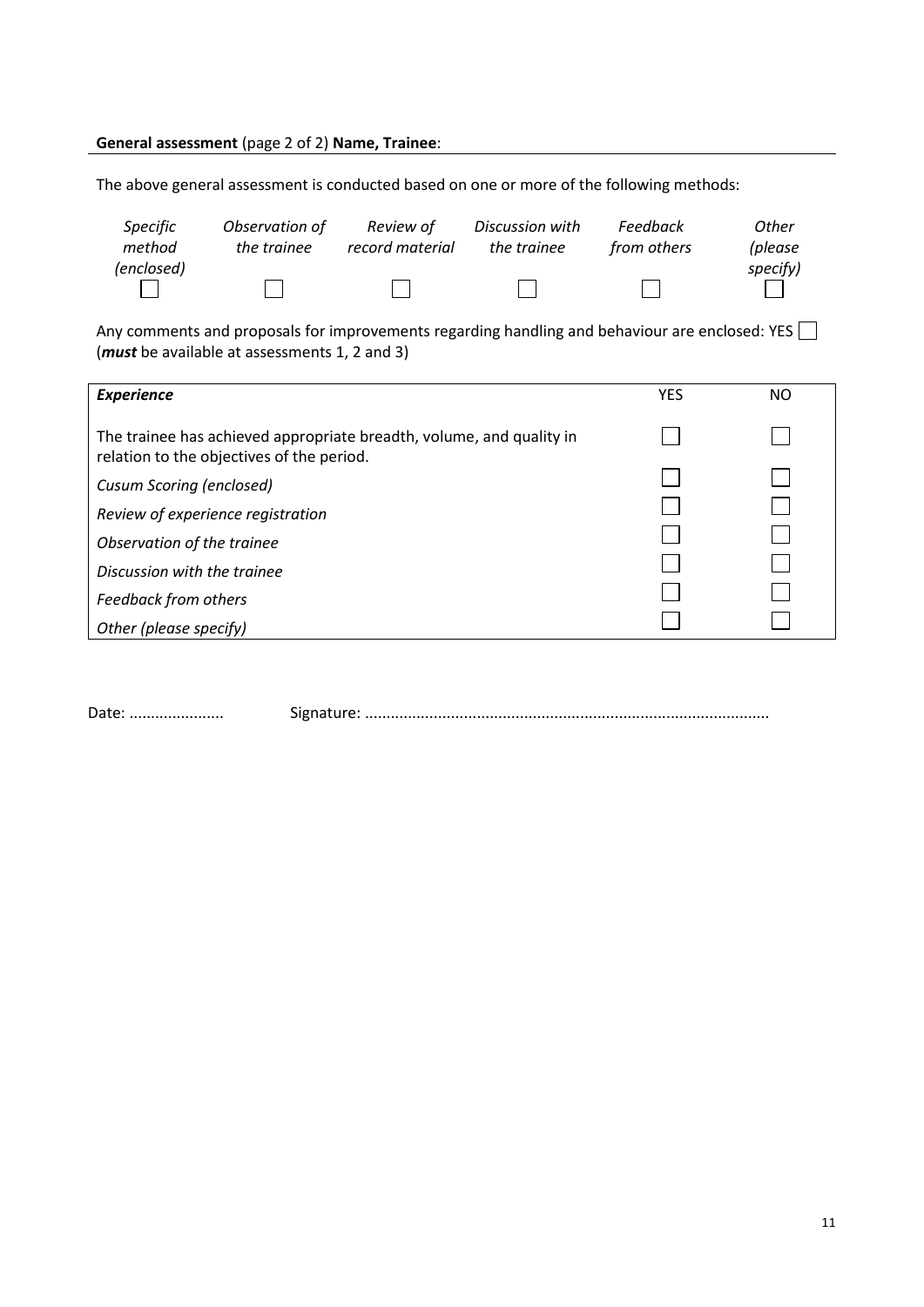**General assessment** (page 2 of 2) **Name, Trainee**:

The above general assessment is conducted based on one or more of the following methods:

| *Specific method (enclosed)* | *Observation of the trainee* | *Review of record material* | *Discussion with the trainee* | *Feedback from others* | *Other (please specify)* |
|---|---|---|---|---|---|
| ☐ | ☐ | ☐ | ☐ | ☐ | ☐ |

Any comments and proposals for improvements regarding handling and behaviour are enclosed: YES ☐
(***must*** be available at assessments 1, 2 and 3)

| ***Experience*** | YES | NO |
|---|---|---|
| The trainee has achieved appropriate breadth, volume, and quality in relation to the objectives of the period. | ☐ | ☐ |
| *Cusum Scoring (enclosed)* | ☐ | ☐ |
| *Review of experience registration* | ☐ | ☐ |
| *Observation of the trainee* | ☐ | ☐ |
| *Discussion with the trainee* | ☐ | ☐ |
| *Feedback from others* | ☐ | ☐ |
| *Other (please specify)* | ☐ | ☐ |

Date: ...................... Signature: .............................................................................................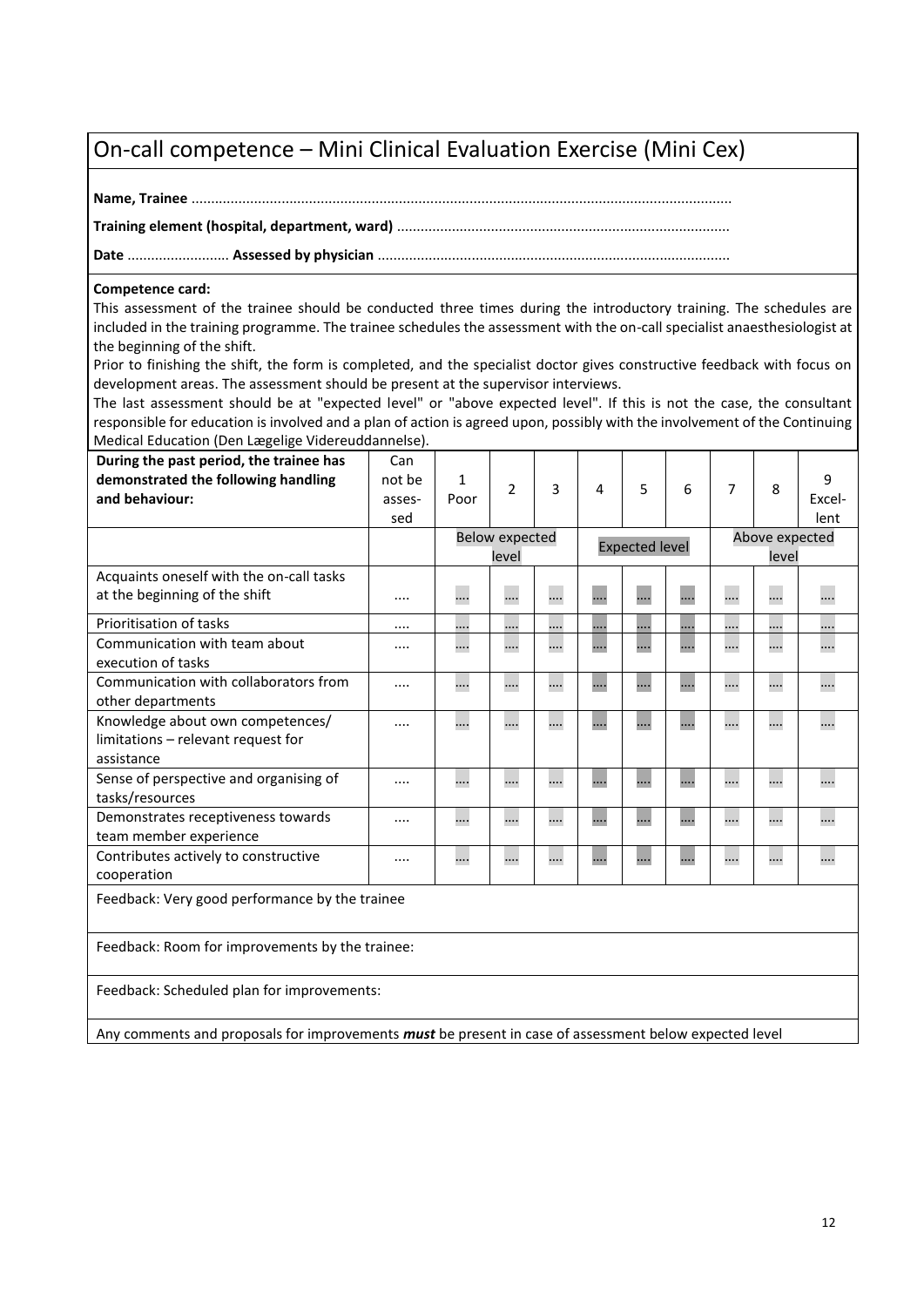# On-call competence – Mini Clinical Evaluation Exercise (Mini Cex)

**Name, Trainee** ........................................................................................................................................

**Training element (hospital, department, ward)** ....................................................................................

**Date** .......................... **Assessed by physician** .........................................................................................

**Competence card:**
This assessment of the trainee should be conducted three times during the introductory training. The schedules are included in the training programme. The trainee schedules the assessment with the on-call specialist anaesthesiologist at the beginning of the shift.
Prior to finishing the shift, the form is completed, and the specialist doctor gives constructive feedback with focus on development areas. The assessment should be present at the supervisor interviews.
The last assessment should be at "expected level" or "above expected level". If this is not the case, the consultant responsible for education is involved and a plan of action is agreed upon, possibly with the involvement of the Continuing Medical Education (Den Lægelige Videreuddannelse).

| **During the past period, the trainee has demonstrated the following handling and behaviour:** | Can not be asses-sed | 1 Poor | 2 | 3 | 4 | 5 | 6 | 7 | 8 | 9 Excel-lent |
|---|---|---|---|---|---|---|---|---|---|---|
| | | Below expected level | | | Expected level | | | Above expected level | | |
| Acquaints oneself with the on-call tasks at the beginning of the shift | .... | .... | .... | .... | .... | .... | .... | .... | .... | .... |
| Prioritisation of tasks | .... | .... | .... | .... | .... | .... | .... | .... | .... | .... |
| Communication with team about execution of tasks | .... | .... | .... | .... | .... | .... | .... | .... | .... | .... |
| Communication with collaborators from other departments | .... | .... | .... | .... | .... | .... | .... | .... | .... | .... |
| Knowledge about own competences/ limitations – relevant request for assistance | .... | .... | .... | .... | .... | .... | .... | .... | .... | .... |
| Sense of perspective and organising of tasks/resources | .... | .... | .... | .... | .... | .... | .... | .... | .... | .... |
| Demonstrates receptiveness towards team member experience | .... | .... | .... | .... | .... | .... | .... | .... | .... | .... |
| Contributes actively to constructive cooperation | .... | .... | .... | .... | .... | .... | .... | .... | .... | .... |

Feedback: Very good performance by the trainee

Feedback: Room for improvements by the trainee:

Feedback: Scheduled plan for improvements:

Any comments and proposals for improvements ***must*** be present in case of assessment below expected level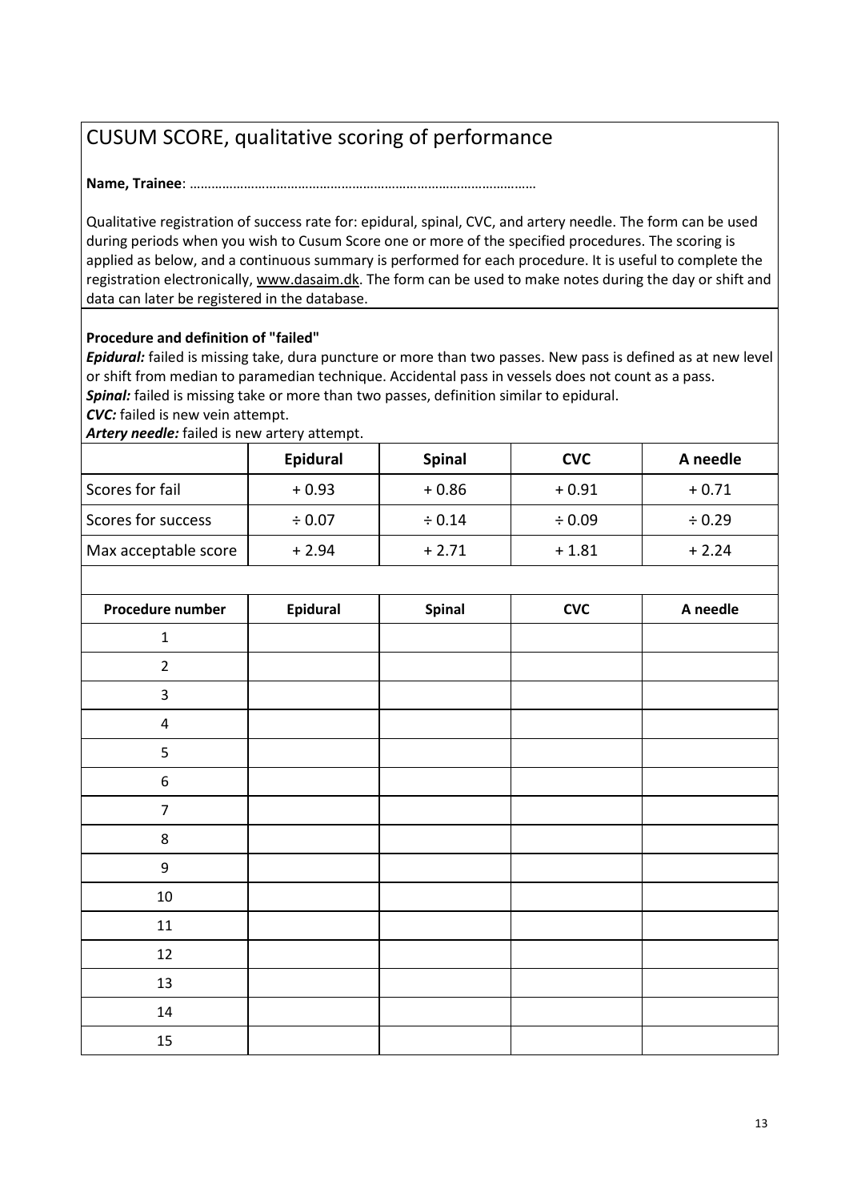# CUSUM SCORE, qualitative scoring of performance

**Name, Trainee**: …………………………………………………………………………………

Qualitative registration of success rate for: epidural, spinal, CVC, and artery needle. The form can be used during periods when you wish to Cusum Score one or more of the specified procedures. The scoring is applied as below, and a continuous summary is performed for each procedure. It is useful to complete the registration electronically, www.dasaim.dk. The form can be used to make notes during the day or shift and data can later be registered in the database.

**Procedure and definition of "failed"**

***Epidural:*** failed is missing take, dura puncture or more than two passes. New pass is defined as at new level or shift from median to paramedian technique. Accidental pass in vessels does not count as a pass.

***Spinal:*** failed is missing take or more than two passes, definition similar to epidural.

***CVC:*** failed is new vein attempt.

***Artery needle:*** failed is new artery attempt.

| | Epidural | Spinal | CVC | A needle |
|---|---|---|---|---|
| Scores for fail | + 0.93 | + 0.86 | + 0.91 | + 0.71 |
| Scores for success | ÷ 0.07 | ÷ 0.14 | ÷ 0.09 | ÷ 0.29 |
| Max acceptable score | + 2.94 | + 2.71 | + 1.81 | + 2.24 |

| Procedure number | Epidural | Spinal | CVC | A needle |
|---|---|---|---|---|
| 1 | | | | |
| 2 | | | | |
| 3 | | | | |
| 4 | | | | |
| 5 | | | | |
| 6 | | | | |
| 7 | | | | |
| 8 | | | | |
| 9 | | | | |
| 10 | | | | |
| 11 | | | | |
| 12 | | | | |
| 13 | | | | |
| 14 | | | | |
| 15 | | | | |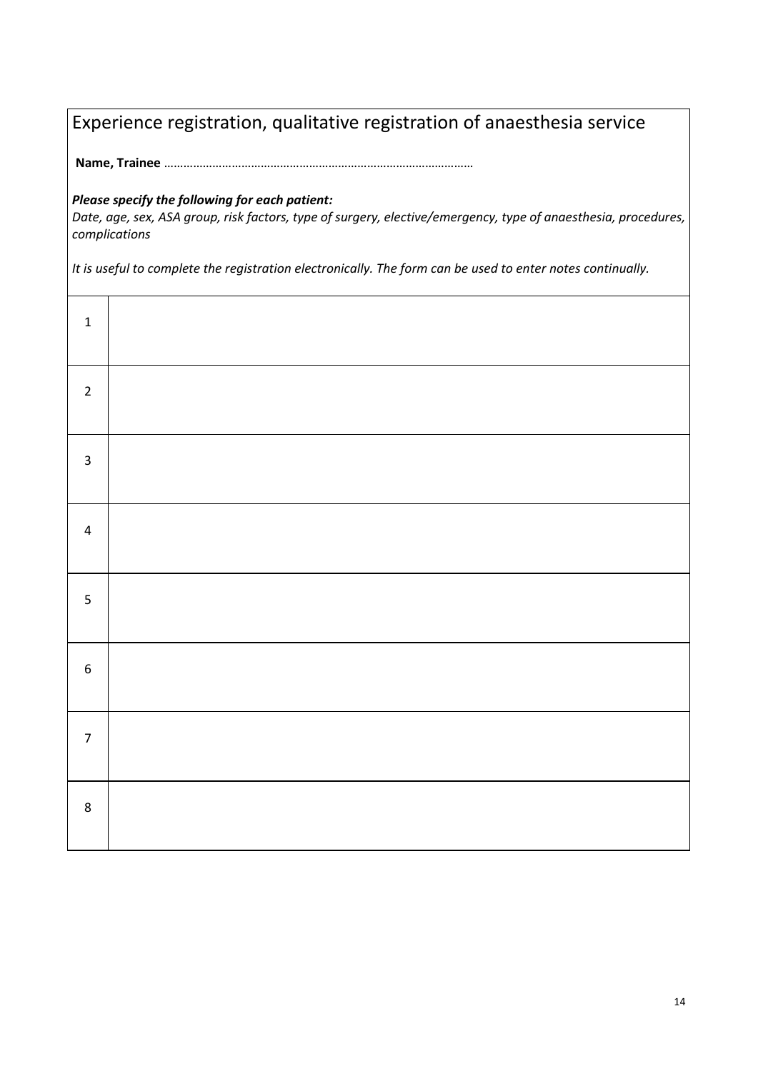## Experience registration, qualitative registration of anaesthesia service

**Name, Trainee** …………………………………………………………………………………

***Please specify the following for each patient:***
*Date, age, sex, ASA group, risk factors, type of surgery, elective/emergency, type of anaesthesia, procedures, complications*

*It is useful to complete the registration electronically. The form can be used to enter notes continually.*

| | |
|---|---|
| 1 | |
| 2 | |
| 3 | |
| 4 | |
| 5 | |
| 6 | |
| 7 | |
| 8 | |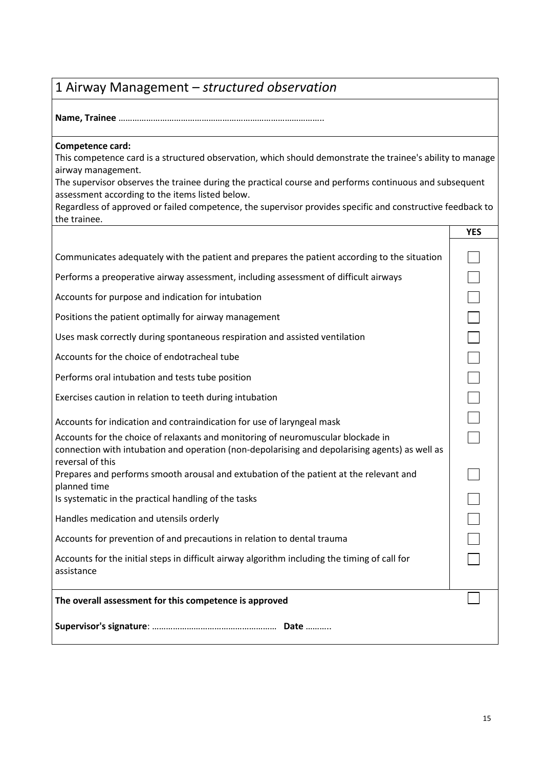# 1 Airway Management – *structured observation*

**Name, Trainee** ……………………………………………………………………………..

**Competence card:**
This competence card is a structured observation, which should demonstrate the trainee's ability to manage airway management.
The supervisor observes the trainee during the practical course and performs continuous and subsequent assessment according to the items listed below.
Regardless of approved or failed competence, the supervisor provides specific and constructive feedback to the trainee.

| | YES |
|---|---|
| Communicates adequately with the patient and prepares the patient according to the situation | ☐ |
| Performs a preoperative airway assessment, including assessment of difficult airways | ☐ |
| Accounts for purpose and indication for intubation | ☐ |
| Positions the patient optimally for airway management | ☐ |
| Uses mask correctly during spontaneous respiration and assisted ventilation | ☐ |
| Accounts for the choice of endotracheal tube | ☐ |
| Performs oral intubation and tests tube position | ☐ |
| Exercises caution in relation to teeth during intubation | ☐ |
| Accounts for indication and contraindication for use of laryngeal mask | ☐ |
| Accounts for the choice of relaxants and monitoring of neuromuscular blockade in connection with intubation and operation (non-depolarising and depolarising agents) as well as reversal of this | ☐ |
| Prepares and performs smooth arousal and extubation of the patient at the relevant and planned time | ☐ |
| Is systematic in the practical handling of the tasks | ☐ |
| Handles medication and utensils orderly | ☐ |
| Accounts for prevention of and precautions in relation to dental trauma | ☐ |
| Accounts for the initial steps in difficult airway algorithm including the timing of call for assistance | ☐ |
| **The overall assessment for this competence is approved** | ☐ |

**Supervisor's signature**: ……………………………………………… **Date** ………..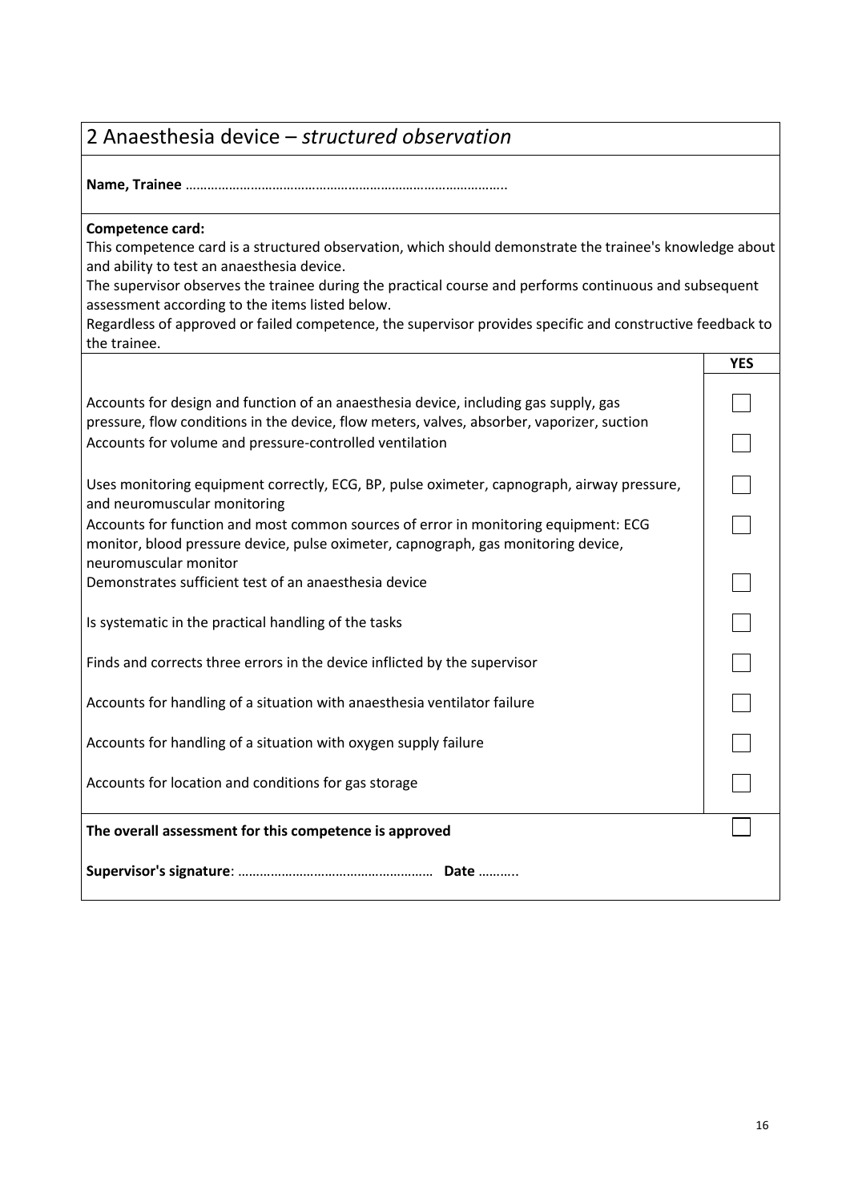## 2 Anaesthesia device – *structured observation*

**Name, Trainee** ……………………………………………………………………………..

**Competence card:**
This competence card is a structured observation, which should demonstrate the trainee's knowledge about and ability to test an anaesthesia device.
The supervisor observes the trainee during the practical course and performs continuous and subsequent assessment according to the items listed below.
Regardless of approved or failed competence, the supervisor provides specific and constructive feedback to the trainee.

| | **YES** |
|---|---|
| Accounts for design and function of an anaesthesia device, including gas supply, gas pressure, flow conditions in the device, flow meters, valves, absorber, vaporizer, suction | ☐ |
| Accounts for volume and pressure-controlled ventilation | ☐ |
| Uses monitoring equipment correctly, ECG, BP, pulse oximeter, capnograph, airway pressure, and neuromuscular monitoring | ☐ |
| Accounts for function and most common sources of error in monitoring equipment: ECG monitor, blood pressure device, pulse oximeter, capnograph, gas monitoring device, neuromuscular monitor | ☐ |
| Demonstrates sufficient test of an anaesthesia device | ☐ |
| Is systematic in the practical handling of the tasks | ☐ |
| Finds and corrects three errors in the device inflicted by the supervisor | ☐ |
| Accounts for handling of a situation with anaesthesia ventilator failure | ☐ |
| Accounts for handling of a situation with oxygen supply failure | ☐ |
| Accounts for location and conditions for gas storage | ☐ |
| **The overall assessment for this competence is approved** | ☐ |

**Supervisor's signature**: ……………………………………………… **Date** ………..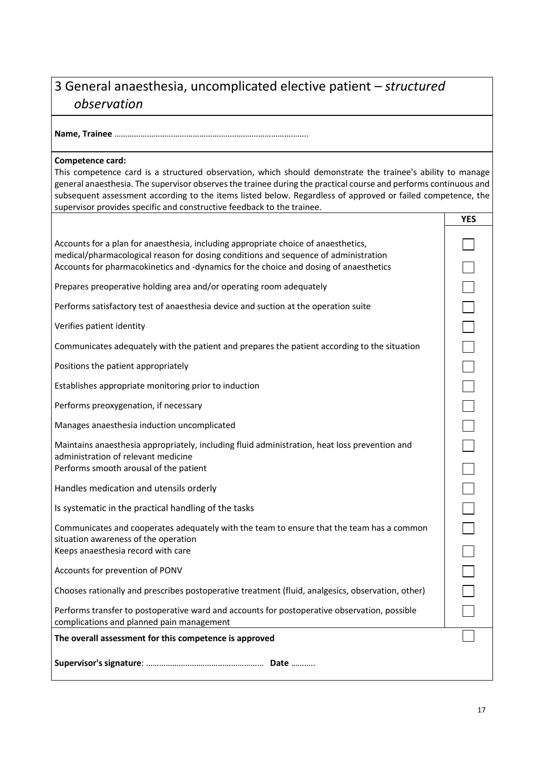# 3 General anaesthesia, uncomplicated elective patient – *structured observation*

**Name, Trainee** ……………………………………………………………………………..

**Competence card:**
This competence card is a structured observation, which should demonstrate the trainee's ability to manage general anaesthesia. The supervisor observes the trainee during the practical course and performs continuous and subsequent assessment according to the items listed below. Regardless of approved or failed competence, the supervisor provides specific and constructive feedback to the trainee.

| | YES |
|---|---|
| Accounts for a plan for anaesthesia, including appropriate choice of anaesthetics, medical/pharmacological reason for dosing conditions and sequence of administration | ☐ |
| Accounts for pharmacokinetics and -dynamics for the choice and dosing of anaesthetics | ☐ |
| Prepares preoperative holding area and/or operating room adequately | ☐ |
| Performs satisfactory test of anaesthesia device and suction at the operation suite | ☐ |
| Verifies patient identity | ☐ |
| Communicates adequately with the patient and prepares the patient according to the situation | ☐ |
| Positions the patient appropriately | ☐ |
| Establishes appropriate monitoring prior to induction | ☐ |
| Performs preoxygenation, if necessary | ☐ |
| Manages anaesthesia induction uncomplicated | ☐ |
| Maintains anaesthesia appropriately, including fluid administration, heat loss prevention and administration of relevant medicine | ☐ |
| Performs smooth arousal of the patient | ☐ |
| Handles medication and utensils orderly | ☐ |
| Is systematic in the practical handling of the tasks | ☐ |
| Communicates and cooperates adequately with the team to ensure that the team has a common situation awareness of the operation | ☐ |
| Keeps anaesthesia record with care | ☐ |
| Accounts for prevention of PONV | ☐ |
| Chooses rationally and prescribes postoperative treatment (fluid, analgesics, observation, other) | ☐ |
| Performs transfer to postoperative ward and accounts for postoperative observation, possible complications and planned pain management | ☐ |
| **The overall assessment for this competence is approved** | ☐ |

**Supervisor's signature**: …………………………………………… **Date** ………..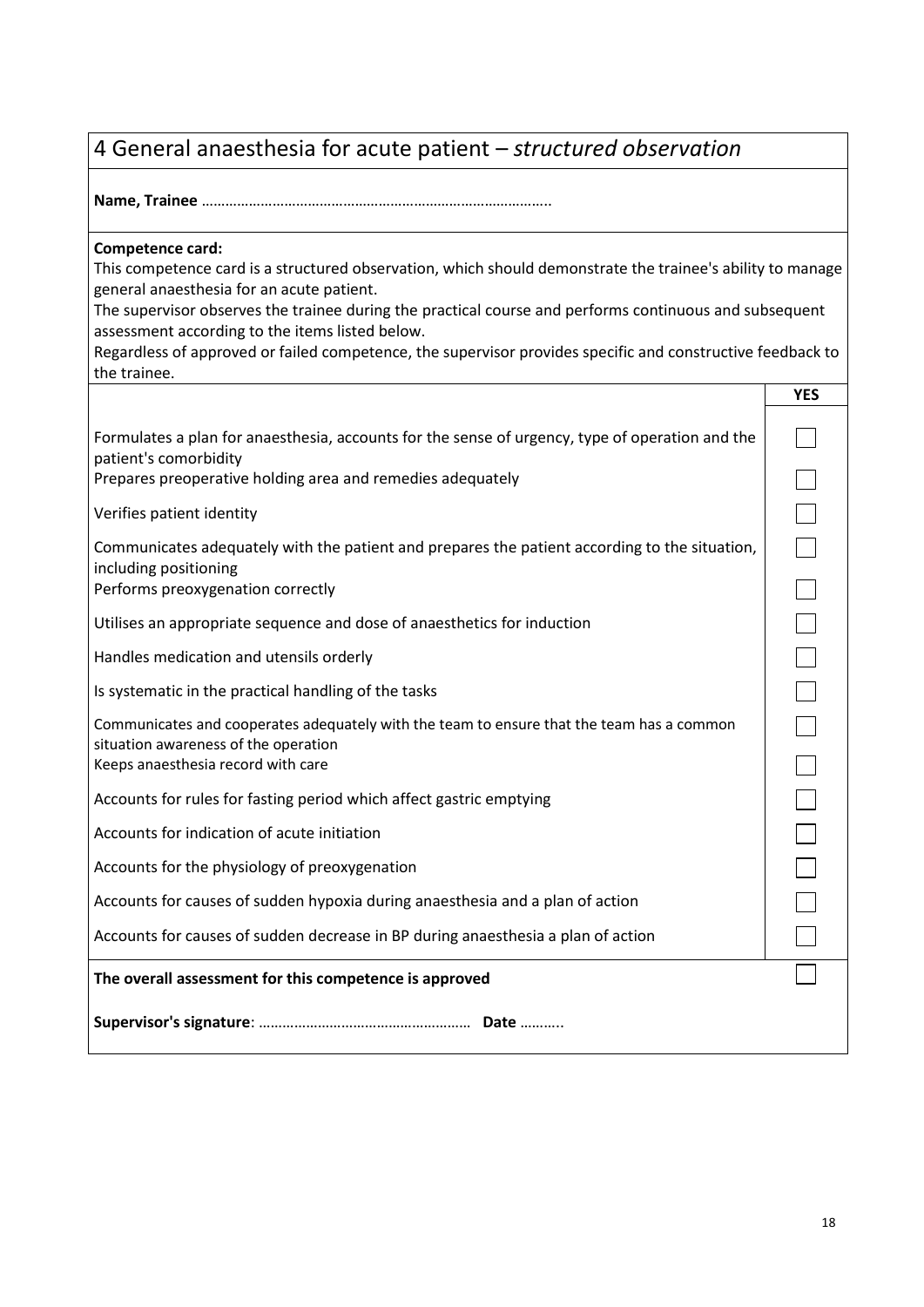# 4 General anaesthesia for acute patient – *structured observation*

**Name, Trainee** ……………………………………………………………………………..

**Competence card:**
This competence card is a structured observation, which should demonstrate the trainee's ability to manage general anaesthesia for an acute patient.
The supervisor observes the trainee during the practical course and performs continuous and subsequent assessment according to the items listed below.
Regardless of approved or failed competence, the supervisor provides specific and constructive feedback to the trainee.

| | **YES** |
|---|---|
| Formulates a plan for anaesthesia, accounts for the sense of urgency, type of operation and the patient's comorbidity | ☐ |
| Prepares preoperative holding area and remedies adequately | ☐ |
| Verifies patient identity | ☐ |
| Communicates adequately with the patient and prepares the patient according to the situation, including positioning | ☐ |
| Performs preoxygenation correctly | ☐ |
| Utilises an appropriate sequence and dose of anaesthetics for induction | ☐ |
| Handles medication and utensils orderly | ☐ |
| Is systematic in the practical handling of the tasks | ☐ |
| Communicates and cooperates adequately with the team to ensure that the team has a common situation awareness of the operation | ☐ |
| Keeps anaesthesia record with care | ☐ |
| Accounts for rules for fasting period which affect gastric emptying | ☐ |
| Accounts for indication of acute initiation | ☐ |
| Accounts for the physiology of preoxygenation | ☐ |
| Accounts for causes of sudden hypoxia during anaesthesia and a plan of action | ☐ |
| Accounts for causes of sudden decrease in BP during anaesthesia a plan of action | ☐ |
| **The overall assessment for this competence is approved** | ☐ |

**Supervisor's signature**: …………………………………………… **Date** ………..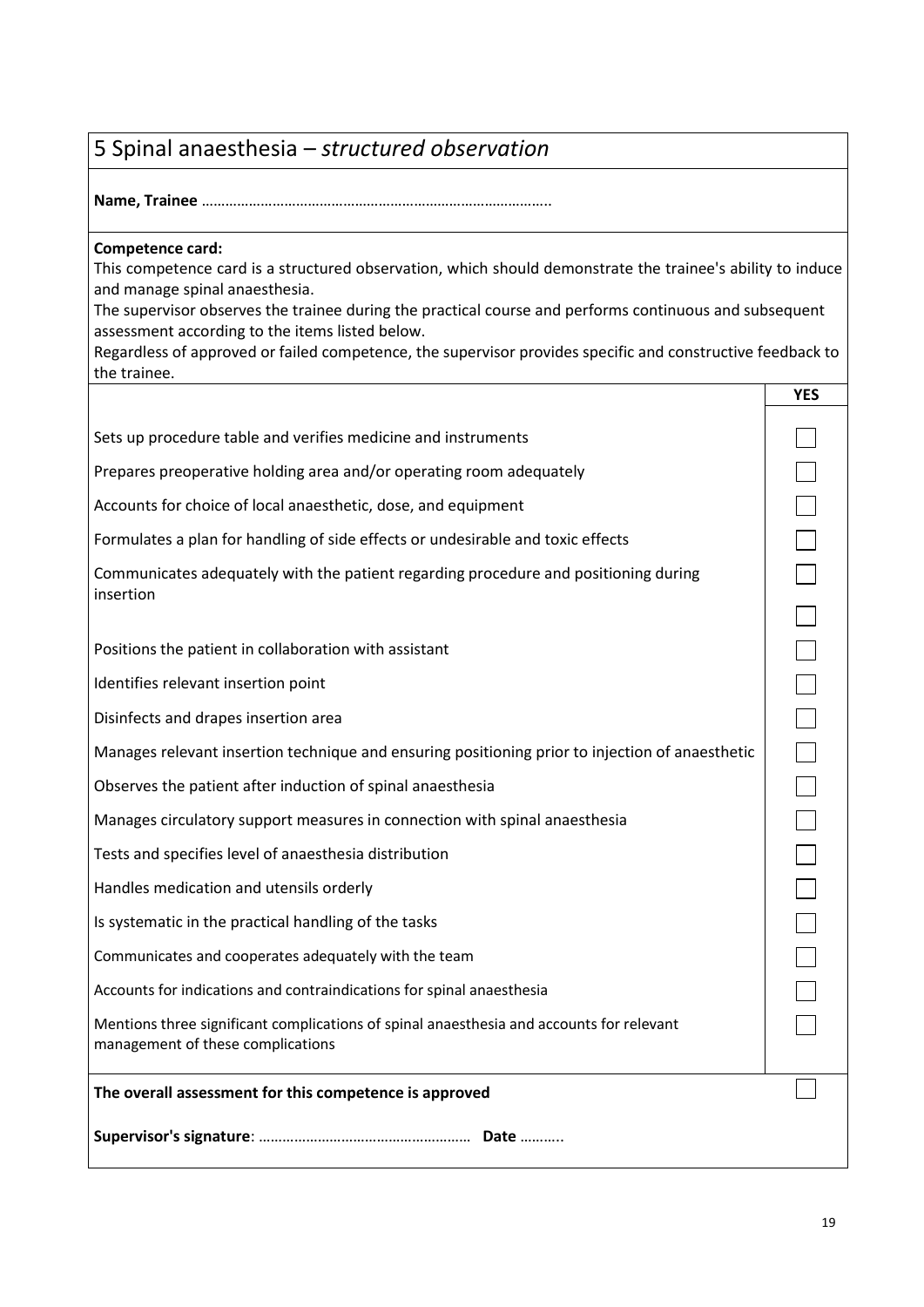# 5 Spinal anaesthesia – *structured observation*

**Name, Trainee** ……………………………………………………………………………..

**Competence card:**
This competence card is a structured observation, which should demonstrate the trainee's ability to induce and manage spinal anaesthesia.
The supervisor observes the trainee during the practical course and performs continuous and subsequent assessment according to the items listed below.
Regardless of approved or failed competence, the supervisor provides specific and constructive feedback to the trainee.

| | YES |
|---|---|
| Sets up procedure table and verifies medicine and instruments | ☐ |
| Prepares preoperative holding area and/or operating room adequately | ☐ |
| Accounts for choice of local anaesthetic, dose, and equipment | ☐ |
| Formulates a plan for handling of side effects or undesirable and toxic effects | ☐ |
| Communicates adequately with the patient regarding procedure and positioning during insertion | ☐ |
| | ☐ |
| Positions the patient in collaboration with assistant | ☐ |
| Identifies relevant insertion point | ☐ |
| Disinfects and drapes insertion area | ☐ |
| Manages relevant insertion technique and ensuring positioning prior to injection of anaesthetic | ☐ |
| Observes the patient after induction of spinal anaesthesia | ☐ |
| Manages circulatory support measures in connection with spinal anaesthesia | ☐ |
| Tests and specifies level of anaesthesia distribution | ☐ |
| Handles medication and utensils orderly | ☐ |
| Is systematic in the practical handling of the tasks | ☐ |
| Communicates and cooperates adequately with the team | ☐ |
| Accounts for indications and contraindications for spinal anaesthesia | ☐ |
| Mentions three significant complications of spinal anaesthesia and accounts for relevant management of these complications | ☐ |
| **The overall assessment for this competence is approved** | ☐ |

**Supervisor's signature**: …………………………………………… **Date** ………..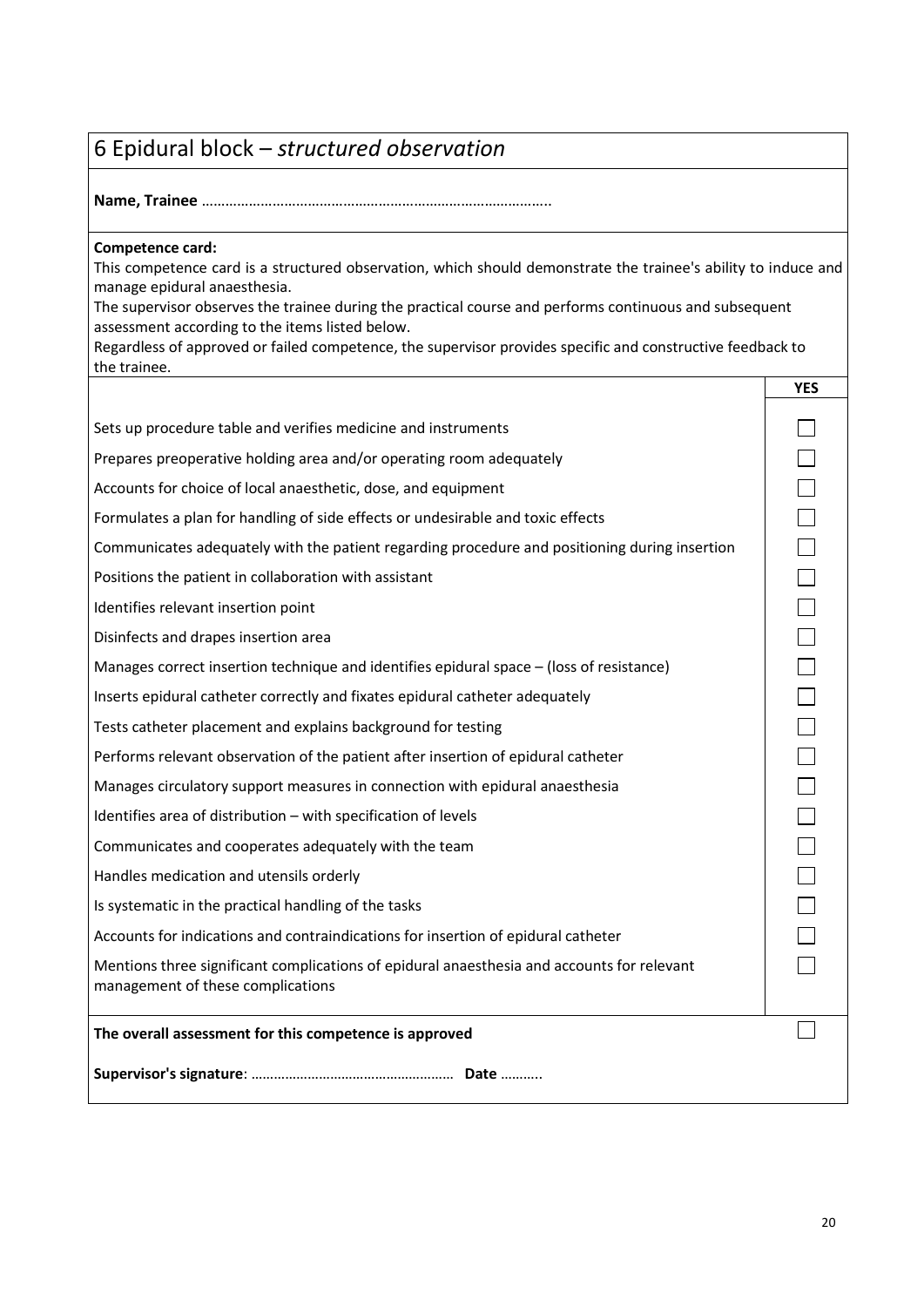# 6 Epidural block – *structured observation*

**Name, Trainee** ……………………………………………………………………………..

**Competence card:**
This competence card is a structured observation, which should demonstrate the trainee's ability to induce and manage epidural anaesthesia.
The supervisor observes the trainee during the practical course and performs continuous and subsequent assessment according to the items listed below.
Regardless of approved or failed competence, the supervisor provides specific and constructive feedback to the trainee.

| | YES |
|---|---|
| Sets up procedure table and verifies medicine and instruments | ☐ |
| Prepares preoperative holding area and/or operating room adequately | ☐ |
| Accounts for choice of local anaesthetic, dose, and equipment | ☐ |
| Formulates a plan for handling of side effects or undesirable and toxic effects | ☐ |
| Communicates adequately with the patient regarding procedure and positioning during insertion | ☐ |
| Positions the patient in collaboration with assistant | ☐ |
| Identifies relevant insertion point | ☐ |
| Disinfects and drapes insertion area | ☐ |
| Manages correct insertion technique and identifies epidural space – (loss of resistance) | ☐ |
| Inserts epidural catheter correctly and fixates epidural catheter adequately | ☐ |
| Tests catheter placement and explains background for testing | ☐ |
| Performs relevant observation of the patient after insertion of epidural catheter | ☐ |
| Manages circulatory support measures in connection with epidural anaesthesia | ☐ |
| Identifies area of distribution – with specification of levels | ☐ |
| Communicates and cooperates adequately with the team | ☐ |
| Handles medication and utensils orderly | ☐ |
| Is systematic in the practical handling of the tasks | ☐ |
| Accounts for indications and contraindications for insertion of epidural catheter | ☐ |
| Mentions three significant complications of epidural anaesthesia and accounts for relevant management of these complications | ☐ |
| **The overall assessment for this competence is approved** | ☐ |

**Supervisor's signature**: …………………………………………… **Date** ………..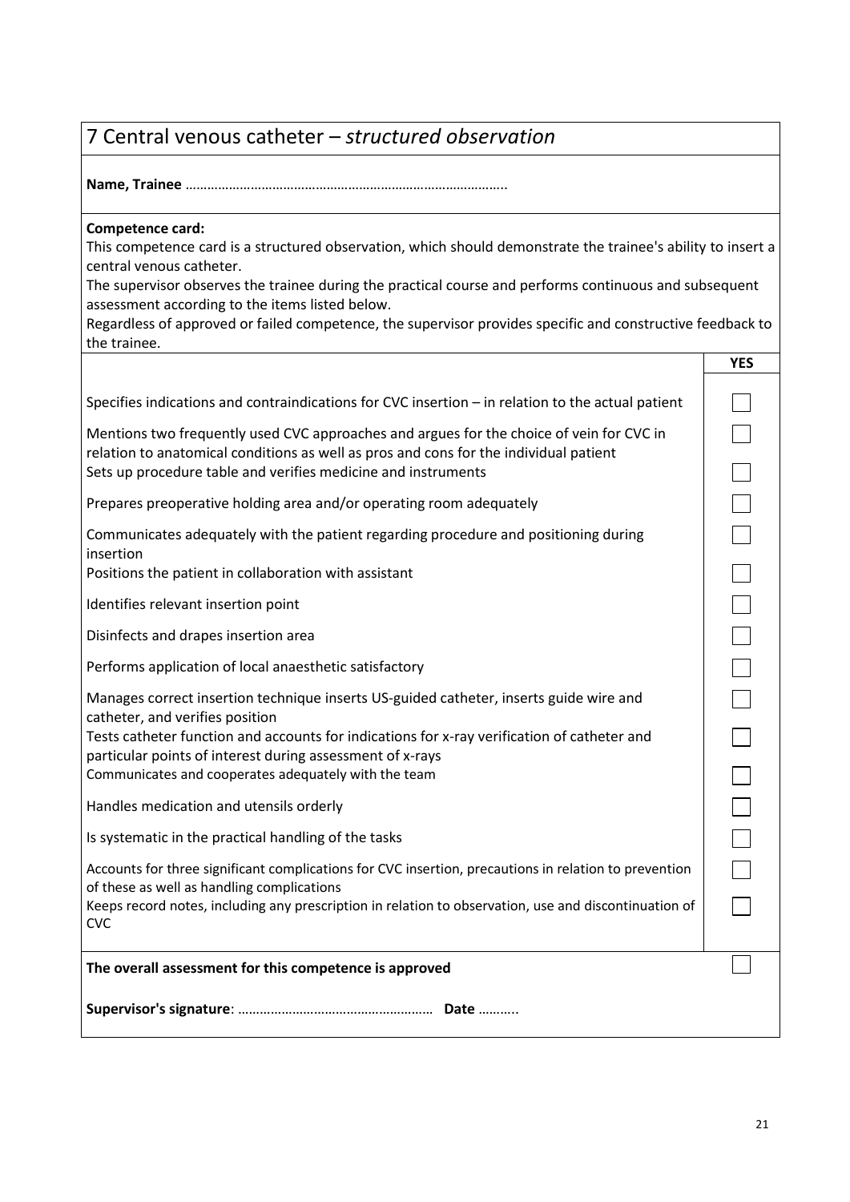# 7 Central venous catheter – *structured observation*

**Name, Trainee** ……………………………………………………………………………..

**Competence card:**
This competence card is a structured observation, which should demonstrate the trainee's ability to insert a central venous catheter.
The supervisor observes the trainee during the practical course and performs continuous and subsequent assessment according to the items listed below.
Regardless of approved or failed competence, the supervisor provides specific and constructive feedback to the trainee.

| | YES |
|---|---|
| Specifies indications and contraindications for CVC insertion – in relation to the actual patient | ☐ |
| Mentions two frequently used CVC approaches and argues for the choice of vein for CVC in relation to anatomical conditions as well as pros and cons for the individual patient | ☐ |
| Sets up procedure table and verifies medicine and instruments | ☐ |
| Prepares preoperative holding area and/or operating room adequately | ☐ |
| Communicates adequately with the patient regarding procedure and positioning during insertion | ☐ |
| Positions the patient in collaboration with assistant | ☐ |
| Identifies relevant insertion point | ☐ |
| Disinfects and drapes insertion area | ☐ |
| Performs application of local anaesthetic satisfactory | ☐ |
| Manages correct insertion technique inserts US-guided catheter, inserts guide wire and catheter, and verifies position | ☐ |
| Tests catheter function and accounts for indications for x-ray verification of catheter and particular points of interest during assessment of x-rays | ☐ |
| Communicates and cooperates adequately with the team | ☐ |
| Handles medication and utensils orderly | ☐ |
| Is systematic in the practical handling of the tasks | ☐ |
| Accounts for three significant complications for CVC insertion, precautions in relation to prevention of these as well as handling complications | ☐ |
| Keeps record notes, including any prescription in relation to observation, use and discontinuation of CVC | ☐ |
| **The overall assessment for this competence is approved** | ☐ |

**Supervisor's signature**: ……………………………………………… **Date** ………..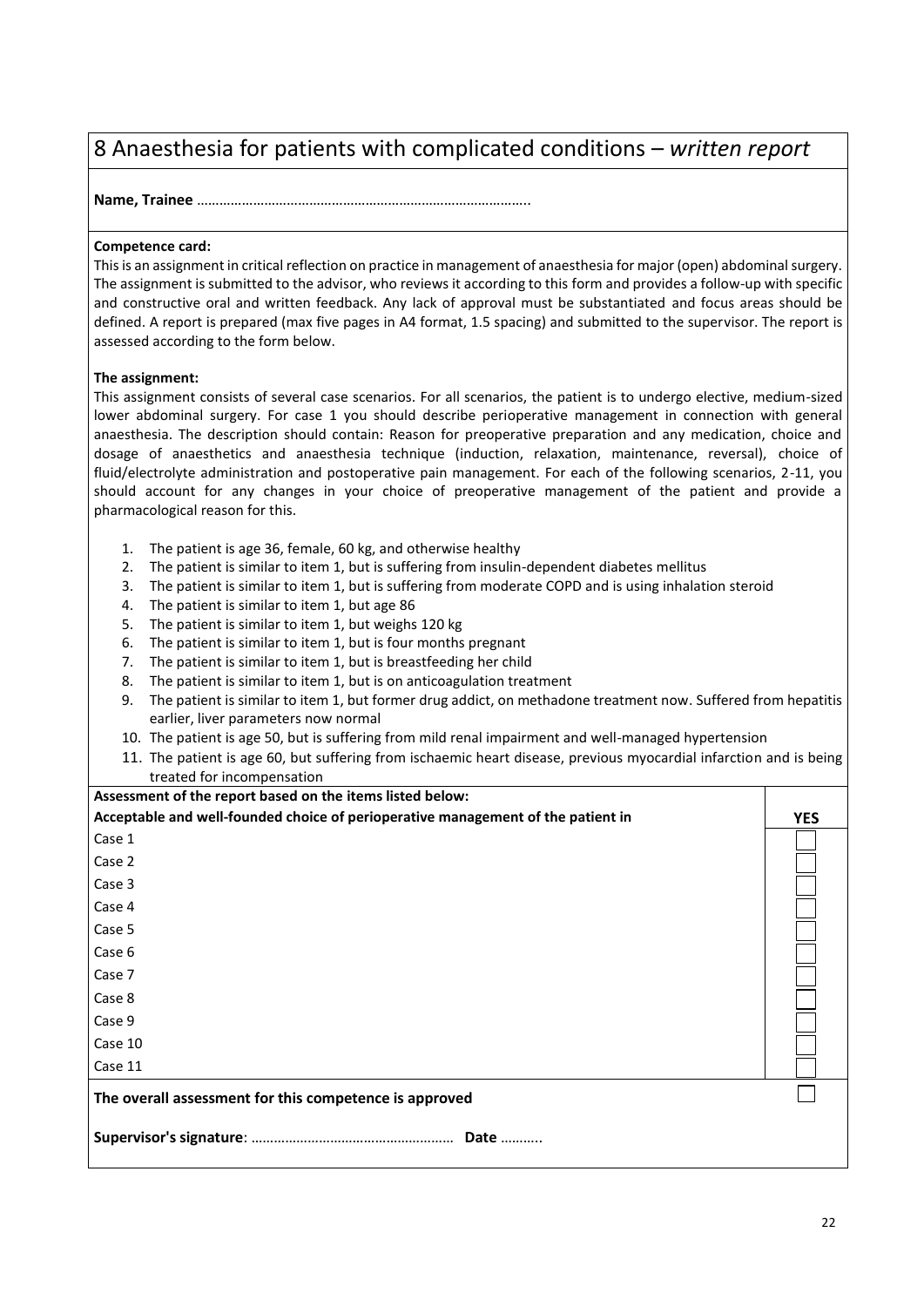# 8 Anaesthesia for patients with complicated conditions – *written report*

**Name, Trainee** ……………………………………………………………………………..

**Competence card:**

This is an assignment in critical reflection on practice in management of anaesthesia for major (open) abdominal surgery. The assignment is submitted to the advisor, who reviews it according to this form and provides a follow-up with specific and constructive oral and written feedback. Any lack of approval must be substantiated and focus areas should be defined. A report is prepared (max five pages in A4 format, 1.5 spacing) and submitted to the supervisor. The report is assessed according to the form below.

**The assignment:**

This assignment consists of several case scenarios. For all scenarios, the patient is to undergo elective, medium-sized lower abdominal surgery. For case 1 you should describe perioperative management in connection with general anaesthesia. The description should contain: Reason for preoperative preparation and any medication, choice and dosage of anaesthetics and anaesthesia technique (induction, relaxation, maintenance, reversal), choice of fluid/electrolyte administration and postoperative pain management. For each of the following scenarios, 2-11, you should account for any changes in your choice of preoperative management of the patient and provide a pharmacological reason for this.

1. The patient is age 36, female, 60 kg, and otherwise healthy
2. The patient is similar to item 1, but is suffering from insulin-dependent diabetes mellitus
3. The patient is similar to item 1, but is suffering from moderate COPD and is using inhalation steroid
4. The patient is similar to item 1, but age 86
5. The patient is similar to item 1, but weighs 120 kg
6. The patient is similar to item 1, but is four months pregnant
7. The patient is similar to item 1, but is breastfeeding her child
8. The patient is similar to item 1, but is on anticoagulation treatment
9. The patient is similar to item 1, but former drug addict, on methadone treatment now. Suffered from hepatitis earlier, liver parameters now normal
10. The patient is age 50, but is suffering from mild renal impairment and well-managed hypertension
11. The patient is age 60, but suffering from ischaemic heart disease, previous myocardial infarction and is being treated for incompensation

| **Assessment of the report based on the items listed below:**<br>**Acceptable and well-founded choice of perioperative management of the patient in** | **YES** |
|---|---|
| Case 1 | ☐ |
| Case 2 | ☐ |
| Case 3 | ☐ |
| Case 4 | ☐ |
| Case 5 | ☐ |
| Case 6 | ☐ |
| Case 7 | ☐ |
| Case 8 | ☐ |
| Case 9 | ☐ |
| Case 10 | ☐ |
| Case 11 | ☐ |
| **The overall assessment for this competence is approved** | ☐ |

**Supervisor's signature**: …………………………………………… **Date** ………..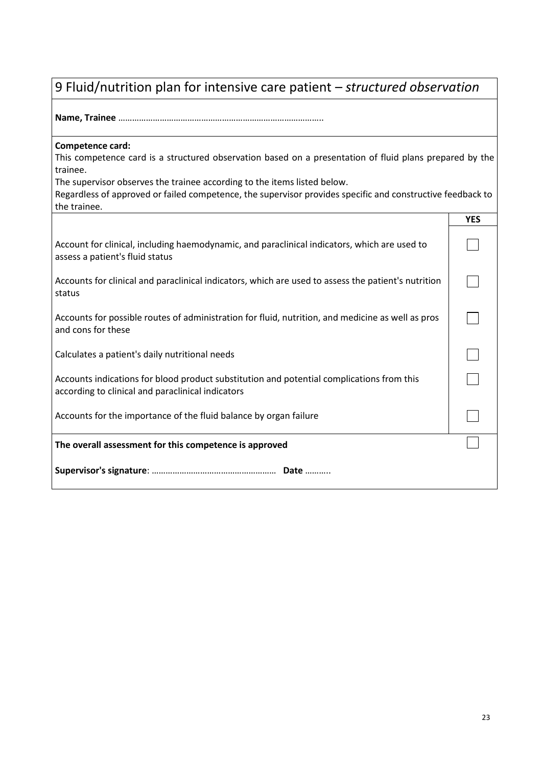# 9 Fluid/nutrition plan for intensive care patient – *structured observation*

**Name, Trainee** ……………………………………………………………………………..

**Competence card:**
This competence card is a structured observation based on a presentation of fluid plans prepared by the trainee.
The supervisor observes the trainee according to the items listed below.
Regardless of approved or failed competence, the supervisor provides specific and constructive feedback to the trainee.

| | YES |
|---|---|
| Account for clinical, including haemodynamic, and paraclinical indicators, which are used to assess a patient's fluid status | ☐ |
| Accounts for clinical and paraclinical indicators, which are used to assess the patient's nutrition status | ☐ |
| Accounts for possible routes of administration for fluid, nutrition, and medicine as well as pros and cons for these | ☐ |
| Calculates a patient's daily nutritional needs | ☐ |
| Accounts indications for blood product substitution and potential complications from this according to clinical and paraclinical indicators | ☐ |
| Accounts for the importance of the fluid balance by organ failure | ☐ |
| **The overall assessment for this competence is approved** | ☐ |

**Supervisor's signature**: ……………………………………………… **Date** ………..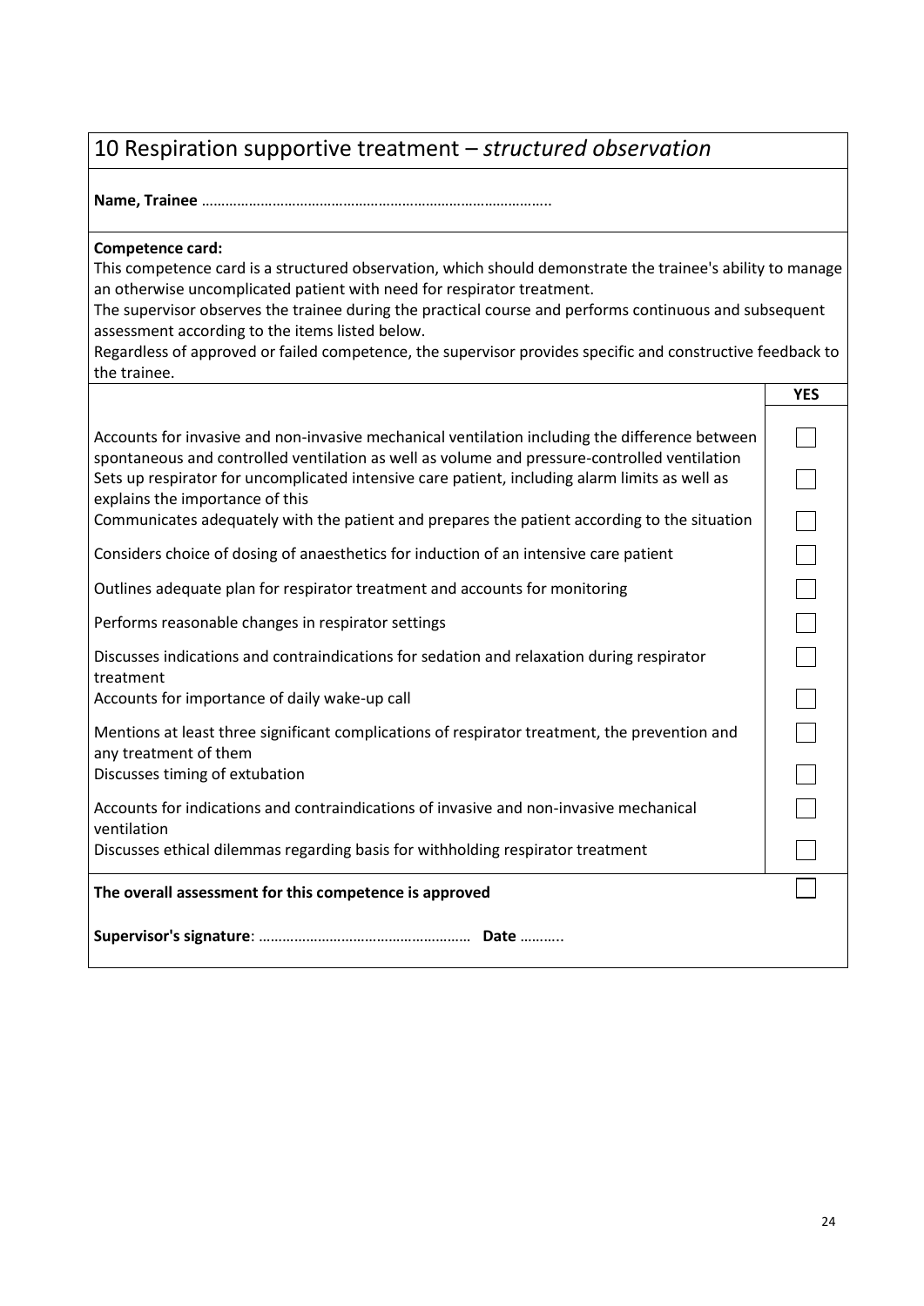## 10 Respiration supportive treatment – *structured observation*

**Name, Trainee** ……………………………………………………………………………..

**Competence card:**
This competence card is a structured observation, which should demonstrate the trainee's ability to manage an otherwise uncomplicated patient with need for respirator treatment.
The supervisor observes the trainee during the practical course and performs continuous and subsequent assessment according to the items listed below.
Regardless of approved or failed competence, the supervisor provides specific and constructive feedback to the trainee.

| | YES |
|---|---|
| Accounts for invasive and non-invasive mechanical ventilation including the difference between spontaneous and controlled ventilation as well as volume and pressure-controlled ventilation | ☐ |
| Sets up respirator for uncomplicated intensive care patient, including alarm limits as well as explains the importance of this | ☐ |
| Communicates adequately with the patient and prepares the patient according to the situation | ☐ |
| Considers choice of dosing of anaesthetics for induction of an intensive care patient | ☐ |
| Outlines adequate plan for respirator treatment and accounts for monitoring | ☐ |
| Performs reasonable changes in respirator settings | ☐ |
| Discusses indications and contraindications for sedation and relaxation during respirator treatment | ☐ |
| Accounts for importance of daily wake-up call | ☐ |
| Mentions at least three significant complications of respirator treatment, the prevention and any treatment of them | ☐ |
| Discusses timing of extubation | ☐ |
| Accounts for indications and contraindications of invasive and non-invasive mechanical ventilation | ☐ |
| Discusses ethical dilemmas regarding basis for withholding respirator treatment | ☐ |
| **The overall assessment for this competence is approved** | ☐ |

**Supervisor's signature**: …………………………………………… **Date** ………..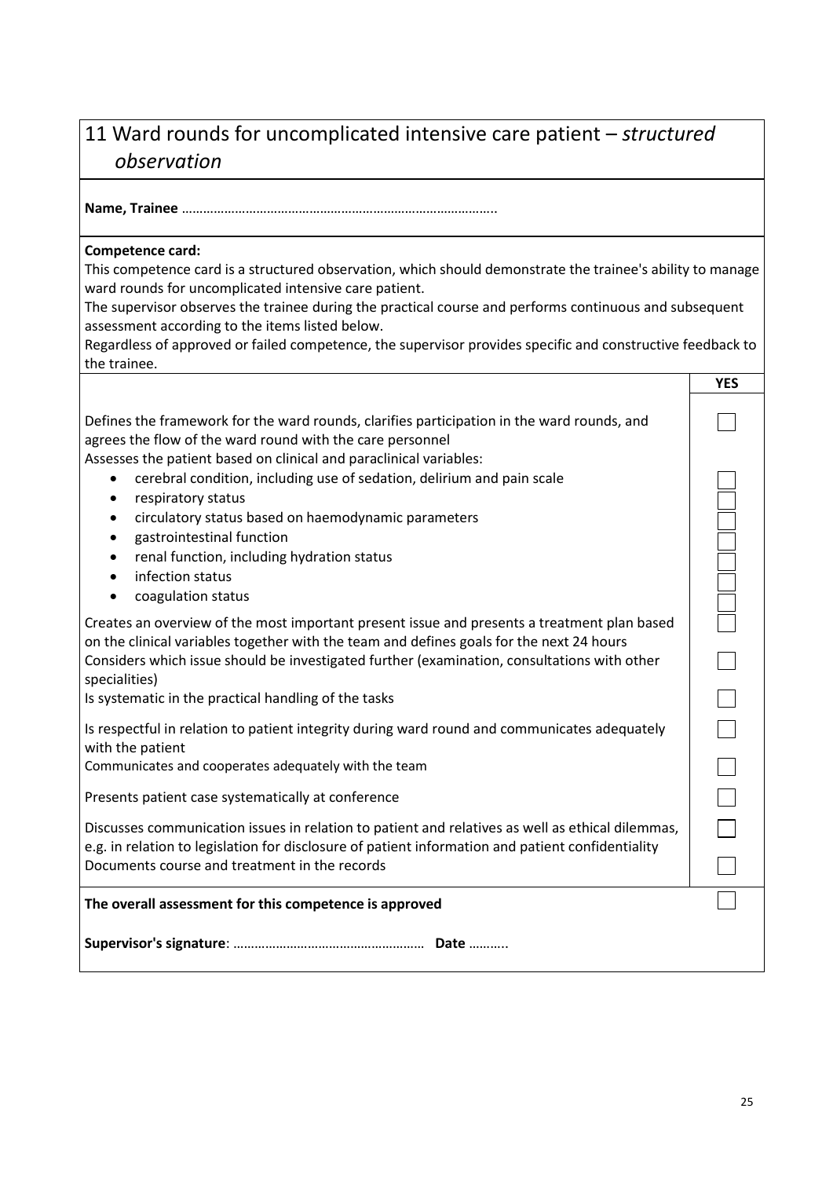# 11 Ward rounds for uncomplicated intensive care patient – *structured observation*

**Name, Trainee** ……………………………………………………………………………..

**Competence card:**
This competence card is a structured observation, which should demonstrate the trainee's ability to manage ward rounds for uncomplicated intensive care patient.
The supervisor observes the trainee during the practical course and performs continuous and subsequent assessment according to the items listed below.
Regardless of approved or failed competence, the supervisor provides specific and constructive feedback to the trainee.

| | YES |
|---|---|
| Defines the framework for the ward rounds, clarifies participation in the ward rounds, and agrees the flow of the ward round with the care personnel | ☐ |
| Assesses the patient based on clinical and paraclinical variables: | |
| • cerebral condition, including use of sedation, delirium and pain scale | ☐ |
| • respiratory status | ☐ |
| • circulatory status based on haemodynamic parameters | ☐ |
| • gastrointestinal function | ☐ |
| • renal function, including hydration status | ☐ |
| • infection status | ☐ |
| • coagulation status | ☐ |
| Creates an overview of the most important present issue and presents a treatment plan based on the clinical variables together with the team and defines goals for the next 24 hours | ☐ |
| Considers which issue should be investigated further (examination, consultations with other specialities) | ☐ |
| Is systematic in the practical handling of the tasks | ☐ |
| Is respectful in relation to patient integrity during ward round and communicates adequately with the patient | ☐ |
| Communicates and cooperates adequately with the team | ☐ |
| Presents patient case systematically at conference | ☐ |
| Discusses communication issues in relation to patient and relatives as well as ethical dilemmas, e.g. in relation to legislation for disclosure of patient information and patient confidentiality | ☐ |
| Documents course and treatment in the records | ☐ |
| **The overall assessment for this competence is approved** | ☐ |

**Supervisor's signature**: …………………………………………… **Date** ………..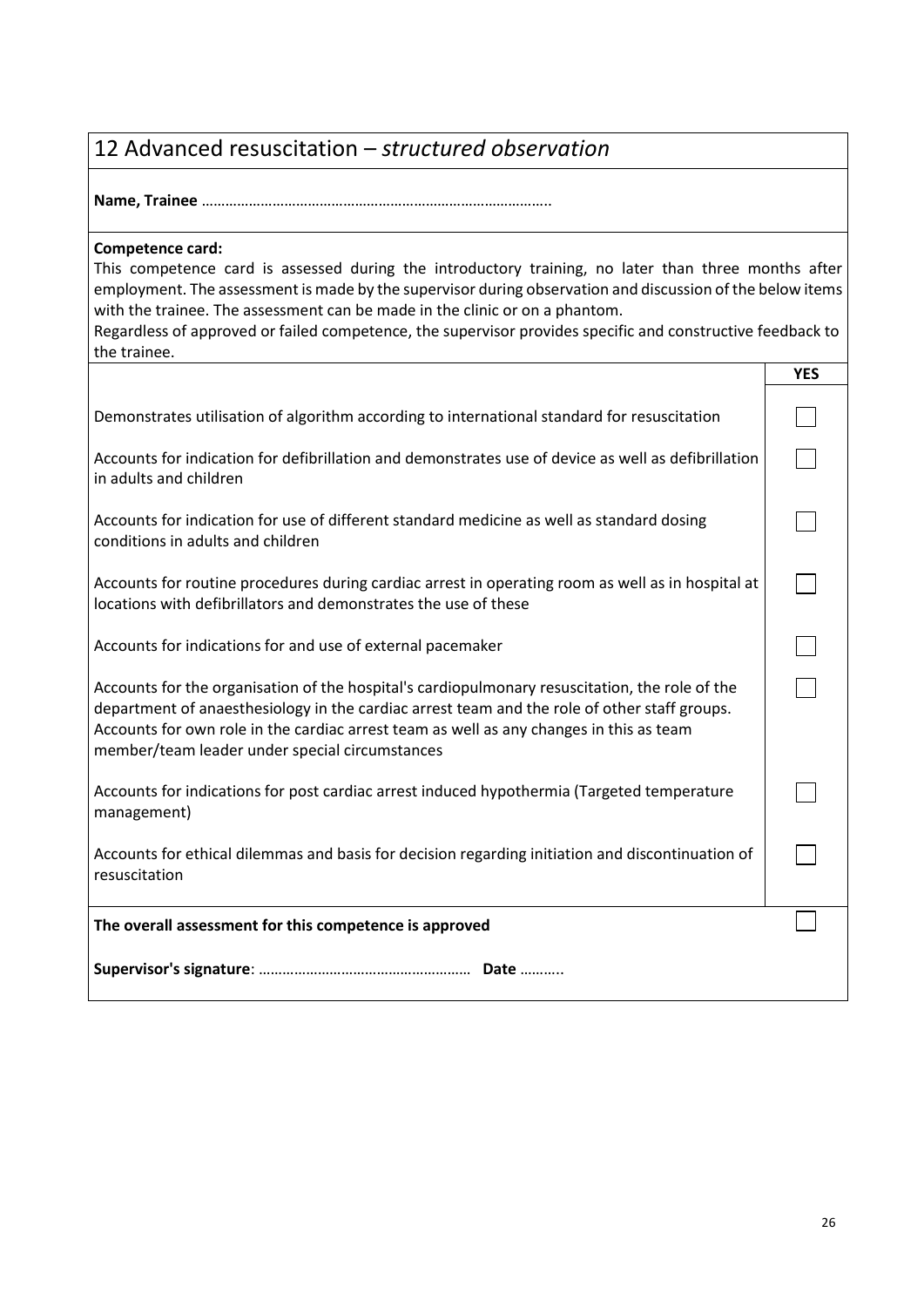# 12 Advanced resuscitation – *structured observation*

**Name, Trainee** …………………………………………………………………………….

**Competence card:**
This competence card is assessed during the introductory training, no later than three months after employment. The assessment is made by the supervisor during observation and discussion of the below items with the trainee. The assessment can be made in the clinic or on a phantom.
Regardless of approved or failed competence, the supervisor provides specific and constructive feedback to the trainee.

| | YES |
|---|---|
| Demonstrates utilisation of algorithm according to international standard for resuscitation | ☐ |
| Accounts for indication for defibrillation and demonstrates use of device as well as defibrillation in adults and children | ☐ |
| Accounts for indication for use of different standard medicine as well as standard dosing conditions in adults and children | ☐ |
| Accounts for routine procedures during cardiac arrest in operating room as well as in hospital at locations with defibrillators and demonstrates the use of these | ☐ |
| Accounts for indications for and use of external pacemaker | ☐ |
| Accounts for the organisation of the hospital's cardiopulmonary resuscitation, the role of the department of anaesthesiology in the cardiac arrest team and the role of other staff groups. Accounts for own role in the cardiac arrest team as well as any changes in this as team member/team leader under special circumstances | ☐ |
| Accounts for indications for post cardiac arrest induced hypothermia (Targeted temperature management) | ☐ |
| Accounts for ethical dilemmas and basis for decision regarding initiation and discontinuation of resuscitation | ☐ |
| **The overall assessment for this competence is approved** | ☐ |

**Supervisor's signature**: ……………………………………………… **Date** ………..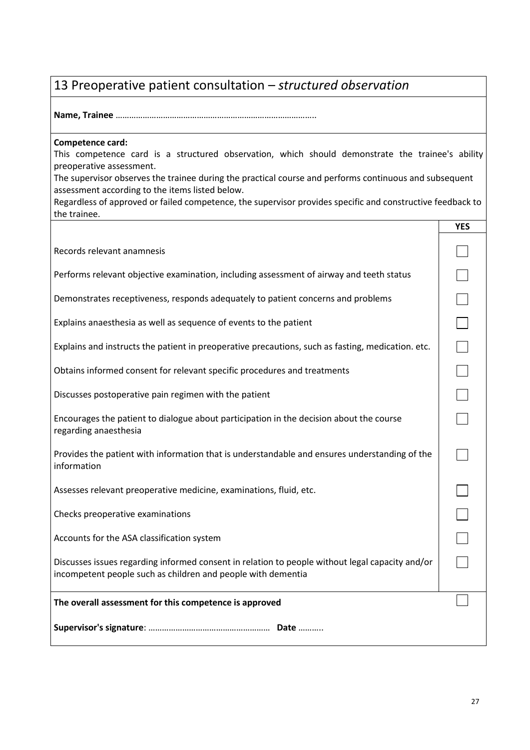# 13 Preoperative patient consultation – *structured observation*

**Name, Trainee** ……………………………………………………………………………..

**Competence card:**
This competence card is a structured observation, which should demonstrate the trainee's ability preoperative assessment.
The supervisor observes the trainee during the practical course and performs continuous and subsequent assessment according to the items listed below.
Regardless of approved or failed competence, the supervisor provides specific and constructive feedback to the trainee.

| | YES |
|---|---|
| Records relevant anamnesis | ☐ |
| Performs relevant objective examination, including assessment of airway and teeth status | ☐ |
| Demonstrates receptiveness, responds adequately to patient concerns and problems | ☐ |
| Explains anaesthesia as well as sequence of events to the patient | ☐ |
| Explains and instructs the patient in preoperative precautions, such as fasting, medication. etc. | ☐ |
| Obtains informed consent for relevant specific procedures and treatments | ☐ |
| Discusses postoperative pain regimen with the patient | ☐ |
| Encourages the patient to dialogue about participation in the decision about the course regarding anaesthesia | ☐ |
| Provides the patient with information that is understandable and ensures understanding of the information | ☐ |
| Assesses relevant preoperative medicine, examinations, fluid, etc. | ☐ |
| Checks preoperative examinations | ☐ |
| Accounts for the ASA classification system | ☐ |
| Discusses issues regarding informed consent in relation to people without legal capacity and/or incompetent people such as children and people with dementia | ☐ |
| **The overall assessment for this competence is approved** | ☐ |

**Supervisor's signature**: ……………………………………………… **Date** ………..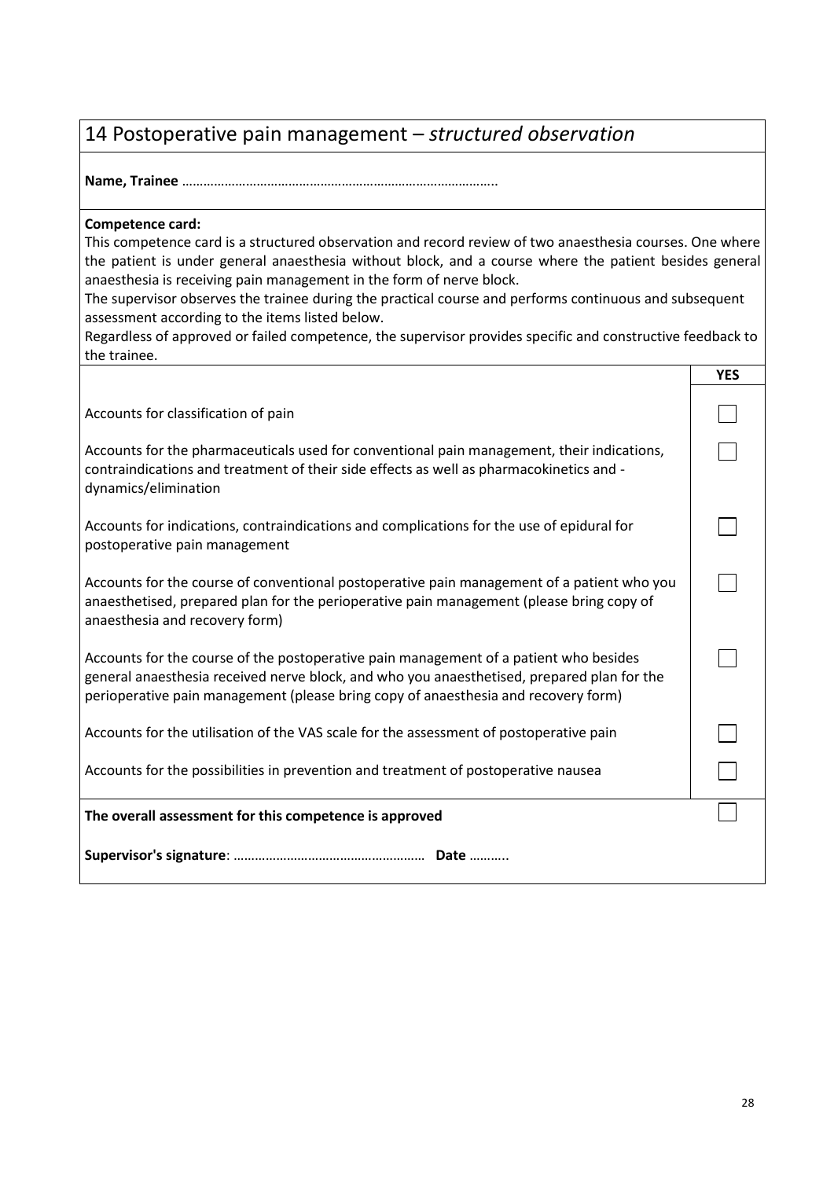# 14 Postoperative pain management – *structured observation*

**Name, Trainee** ……………………………………………………………………………..

**Competence card:**
This competence card is a structured observation and record review of two anaesthesia courses. One where the patient is under general anaesthesia without block, and a course where the patient besides general anaesthesia is receiving pain management in the form of nerve block.
The supervisor observes the trainee during the practical course and performs continuous and subsequent assessment according to the items listed below.
Regardless of approved or failed competence, the supervisor provides specific and constructive feedback to the trainee.

| | **YES** |
|---|---|
| Accounts for classification of pain | ☐ |
| Accounts for the pharmaceuticals used for conventional pain management, their indications, contraindications and treatment of their side effects as well as pharmacokinetics and -dynamics/elimination | ☐ |
| Accounts for indications, contraindications and complications for the use of epidural for postoperative pain management | ☐ |
| Accounts for the course of conventional postoperative pain management of a patient who you anaesthetised, prepared plan for the perioperative pain management (please bring copy of anaesthesia and recovery form) | ☐ |
| Accounts for the course of the postoperative pain management of a patient who besides general anaesthesia received nerve block, and who you anaesthetised, prepared plan for the perioperative pain management (please bring copy of anaesthesia and recovery form) | ☐ |
| Accounts for the utilisation of the VAS scale for the assessment of postoperative pain | ☐ |
| Accounts for the possibilities in prevention and treatment of postoperative nausea | ☐ |
| **The overall assessment for this competence is approved** | ☐ |

**Supervisor's signature**: …………………………………………… **Date** ………..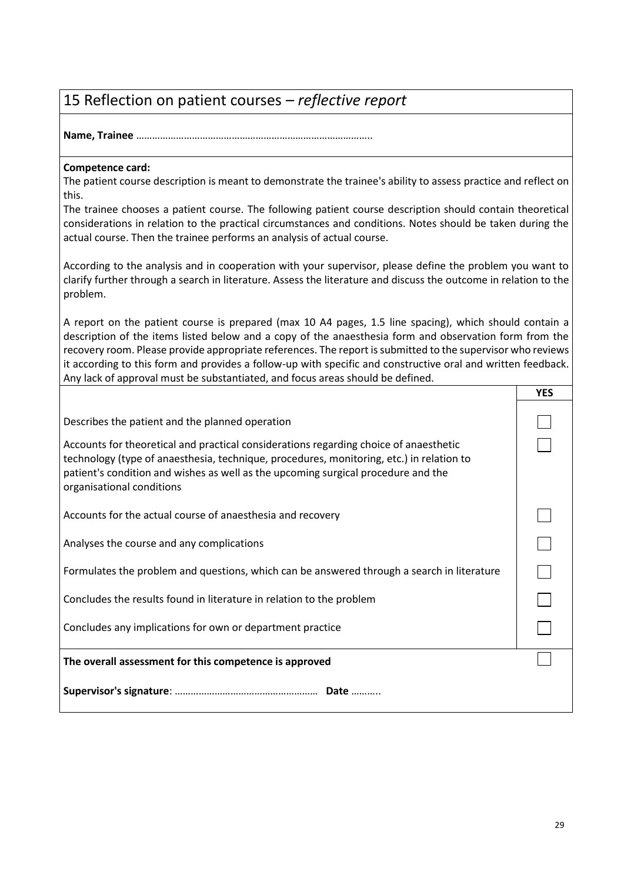# 15 Reflection on patient courses – *reflective report*

**Name, Trainee** ……………………………………………………………………………..

**Competence card:**
The patient course description is meant to demonstrate the trainee's ability to assess practice and reflect on this.
The trainee chooses a patient course. The following patient course description should contain theoretical considerations in relation to the practical circumstances and conditions. Notes should be taken during the actual course. Then the trainee performs an analysis of actual course.

According to the analysis and in cooperation with your supervisor, please define the problem you want to clarify further through a search in literature. Assess the literature and discuss the outcome in relation to the problem.

A report on the patient course is prepared (max 10 A4 pages, 1.5 line spacing), which should contain a description of the items listed below and a copy of the anaesthesia form and observation form from the recovery room. Please provide appropriate references. The report is submitted to the supervisor who reviews it according to this form and provides a follow-up with specific and constructive oral and written feedback. Any lack of approval must be substantiated, and focus areas should be defined.

| | YES |
|---|---|
| Describes the patient and the planned operation | ☐ |
| Accounts for theoretical and practical considerations regarding choice of anaesthetic technology (type of anaesthesia, technique, procedures, monitoring, etc.) in relation to patient's condition and wishes as well as the upcoming surgical procedure and the organisational conditions | ☐ |
| Accounts for the actual course of anaesthesia and recovery | ☐ |
| Analyses the course and any complications | ☐ |
| Formulates the problem and questions, which can be answered through a search in literature | ☐ |
| Concludes the results found in literature in relation to the problem | ☐ |
| Concludes any implications for own or department practice | ☐ |
| **The overall assessment for this competence is approved** | ☐ |

**Supervisor's signature**: ……………………………………………… **Date** ………..